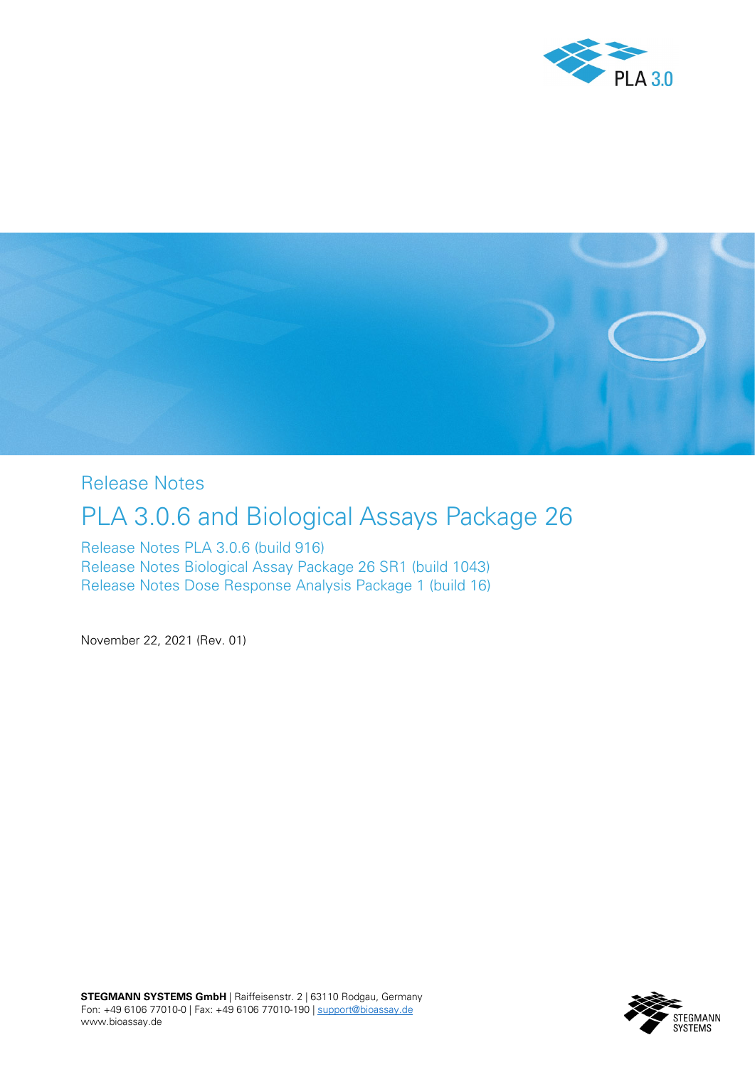Release Notes

# PLA 3.0.6 and Biological Assays Package 26

Release Notes PLA 3.0.6 (build 916)
Release Notes Biological Assay Package 26 SR1 (build 1043)
Release Notes Dose Response Analysis Package 1 (build 16)

November 22, 2021 (Rev. 01)

**STEGMANN SYSTEMS GmbH** | Raiffeisenstr. 2 | 63110 Rodgau, Germany
Fon: +49 6106 77010-0 | Fax: +49 6106 77010-190 | support@bioassay.de
www.bioassay.de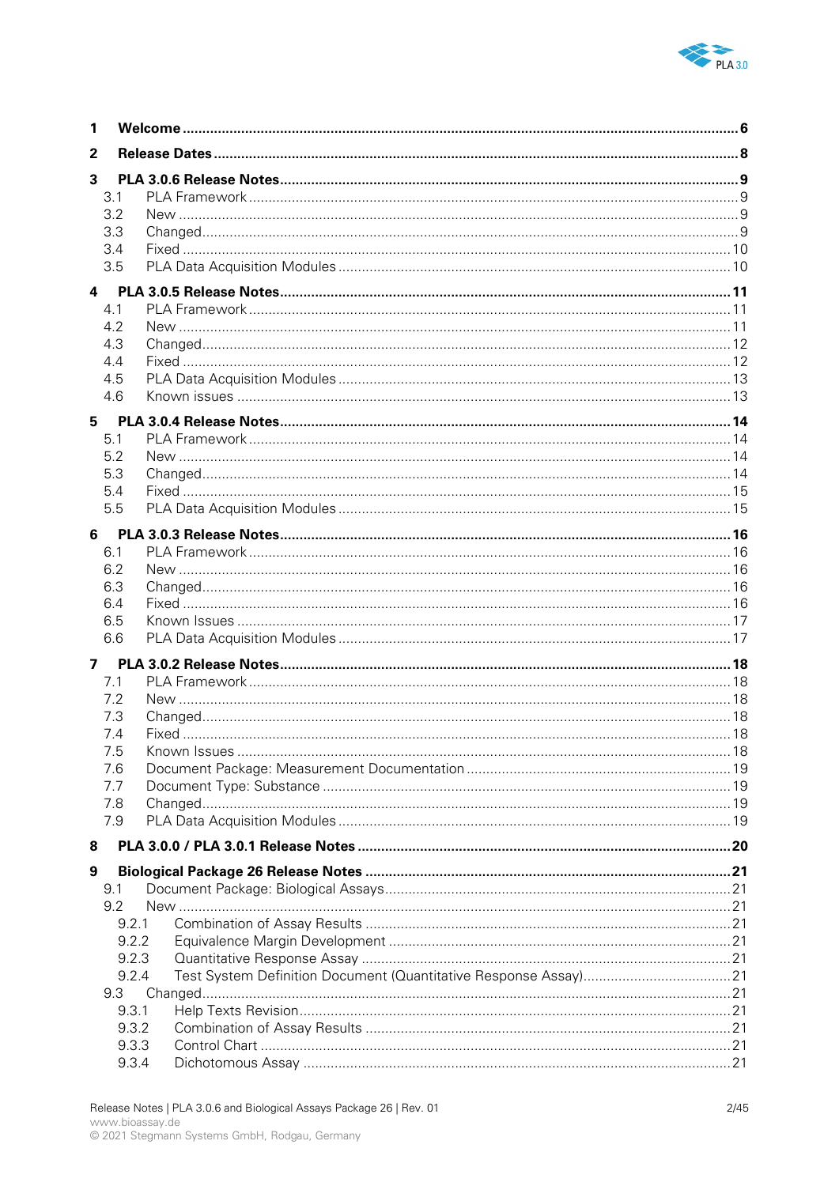| | | |
|---|---|---|
| **1** | **Welcome** | **6** |
| **2** | **Release Dates** | **8** |
| **3** | **PLA 3.0.6 Release Notes** | **9** |
| 3.1 | PLA Framework | 9 |
| 3.2 | New | 9 |
| 3.3 | Changed | 9 |
| 3.4 | Fixed | 10 |
| 3.5 | PLA Data Acquisition Modules | 10 |
| **4** | **PLA 3.0.5 Release Notes** | **11** |
| 4.1 | PLA Framework | 11 |
| 4.2 | New | 11 |
| 4.3 | Changed | 12 |
| 4.4 | Fixed | 12 |
| 4.5 | PLA Data Acquisition Modules | 13 |
| 4.6 | Known issues | 13 |
| **5** | **PLA 3.0.4 Release Notes** | **14** |
| 5.1 | PLA Framework | 14 |
| 5.2 | New | 14 |
| 5.3 | Changed | 14 |
| 5.4 | Fixed | 15 |
| 5.5 | PLA Data Acquisition Modules | 15 |
| **6** | **PLA 3.0.3 Release Notes** | **16** |
| 6.1 | PLA Framework | 16 |
| 6.2 | New | 16 |
| 6.3 | Changed | 16 |
| 6.4 | Fixed | 16 |
| 6.5 | Known Issues | 17 |
| 6.6 | PLA Data Acquisition Modules | 17 |
| **7** | **PLA 3.0.2 Release Notes** | **18** |
| 7.1 | PLA Framework | 18 |
| 7.2 | New | 18 |
| 7.3 | Changed | 18 |
| 7.4 | Fixed | 18 |
| 7.5 | Known Issues | 18 |
| 7.6 | Document Package: Measurement Documentation | 19 |
| 7.7 | Document Type: Substance | 19 |
| 7.8 | Changed | 19 |
| 7.9 | PLA Data Acquisition Modules | 19 |
| **8** | **PLA 3.0.0 / PLA 3.0.1 Release Notes** | **20** |
| **9** | **Biological Package 26 Release Notes** | **21** |
| 9.1 | Document Package: Biological Assays | 21 |
| 9.2 | New | 21 |
| 9.2.1 | Combination of Assay Results | 21 |
| 9.2.2 | Equivalence Margin Development | 21 |
| 9.2.3 | Quantitative Response Assay | 21 |
| 9.2.4 | Test System Definition Document (Quantitative Response Assay) | 21 |
| 9.3 | Changed | 21 |
| 9.3.1 | Help Texts Revision | 21 |
| 9.3.2 | Combination of Assay Results | 21 |
| 9.3.3 | Control Chart | 21 |
| 9.3.4 | Dichotomous Assay | 21 |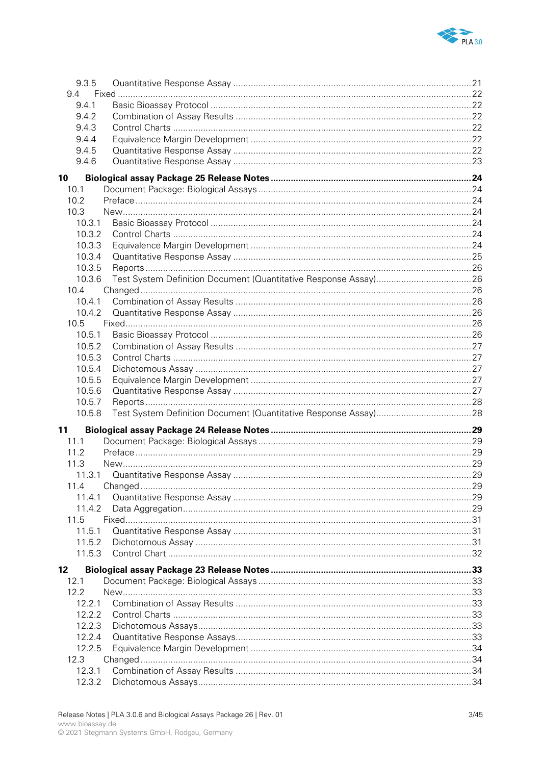9.3.5 Quantitative Response Assay ..... 21
9.4 Fixed ..... 22
9.4.1 Basic Bioassay Protocol ..... 22
9.4.2 Combination of Assay Results ..... 22
9.4.3 Control Charts ..... 22
9.4.4 Equivalence Margin Development ..... 22
9.4.5 Quantitative Response Assay ..... 22
9.4.6 Quantitative Response Assay ..... 23

**10 Biological assay Package 25 Release Notes ..... 24**
10.1 Document Package: Biological Assays ..... 24
10.2 Preface ..... 24
10.3 New ..... 24
10.3.1 Basic Bioassay Protocol ..... 24
10.3.2 Control Charts ..... 24
10.3.3 Equivalence Margin Development ..... 24
10.3.4 Quantitative Response Assay ..... 25
10.3.5 Reports ..... 26
10.3.6 Test System Definition Document (Quantitative Response Assay) ..... 26
10.4 Changed ..... 26
10.4.1 Combination of Assay Results ..... 26
10.4.2 Quantitative Response Assay ..... 26
10.5 Fixed ..... 26
10.5.1 Basic Bioassay Protocol ..... 26
10.5.2 Combination of Assay Results ..... 27
10.5.3 Control Charts ..... 27
10.5.4 Dichotomous Assay ..... 27
10.5.5 Equivalence Margin Development ..... 27
10.5.6 Quantitative Response Assay ..... 27
10.5.7 Reports ..... 28
10.5.8 Test System Definition Document (Quantitative Response Assay) ..... 28

**11 Biological assay Package 24 Release Notes ..... 29**
11.1 Document Package: Biological Assays ..... 29
11.2 Preface ..... 29
11.3 New ..... 29
11.3.1 Quantitative Response Assay ..... 29
11.4 Changed ..... 29
11.4.1 Quantitative Response Assay ..... 29
11.4.2 Data Aggregation ..... 29
11.5 Fixed ..... 31
11.5.1 Quantitative Response Assay ..... 31
11.5.2 Dichotomous Assay ..... 31
11.5.3 Control Chart ..... 32

**12 Biological assay Package 23 Release Notes ..... 33**
12.1 Document Package: Biological Assays ..... 33
12.2 New ..... 33
12.2.1 Combination of Assay Results ..... 33
12.2.2 Control Charts ..... 33
12.2.3 Dichotomous Assays ..... 33
12.2.4 Quantitative Response Assays ..... 33
12.2.5 Equivalence Margin Development ..... 34
12.3 Changed ..... 34
12.3.1 Combination of Assay Results ..... 34
12.3.2 Dichotomous Assays ..... 34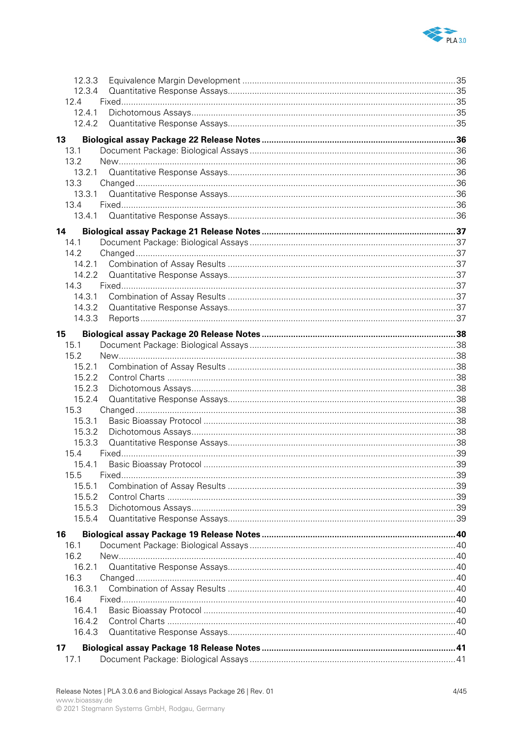12.3.3 Equivalence Margin Development ....... 35
12.3.4 Quantitative Response Assays ....... 35
12.4 Fixed ....... 35
12.4.1 Dichotomous Assays ....... 35
12.4.2 Quantitative Response Assays ....... 35

**13 Biological assay Package 22 Release Notes ....... 36**
13.1 Document Package: Biological Assays ....... 36
13.2 New ....... 36
13.2.1 Quantitative Response Assays ....... 36
13.3 Changed ....... 36
13.3.1 Quantitative Response Assays ....... 36
13.4 Fixed ....... 36
13.4.1 Quantitative Response Assays ....... 36

**14 Biological assay Package 21 Release Notes ....... 37**
14.1 Document Package: Biological Assays ....... 37
14.2 Changed ....... 37
14.2.1 Combination of Assay Results ....... 37
14.2.2 Quantitative Response Assays ....... 37
14.3 Fixed ....... 37
14.3.1 Combination of Assay Results ....... 37
14.3.2 Quantitative Response Assays ....... 37
14.3.3 Reports ....... 37

**15 Biological assay Package 20 Release Notes ....... 38**
15.1 Document Package: Biological Assays ....... 38
15.2 New ....... 38
15.2.1 Combination of Assay Results ....... 38
15.2.2 Control Charts ....... 38
15.2.3 Dichotomous Assays ....... 38
15.2.4 Quantitative Response Assays ....... 38
15.3 Changed ....... 38
15.3.1 Basic Bioassay Protocol ....... 38
15.3.2 Dichotomous Assays ....... 38
15.3.3 Quantitative Response Assays ....... 38
15.4 Fixed ....... 39
15.4.1 Basic Bioassay Protocol ....... 39
15.5 Fixed ....... 39
15.5.1 Combination of Assay Results ....... 39
15.5.2 Control Charts ....... 39
15.5.3 Dichotomous Assays ....... 39
15.5.4 Quantitative Response Assays ....... 39

**16 Biological assay Package 19 Release Notes ....... 40**
16.1 Document Package: Biological Assays ....... 40
16.2 New ....... 40
16.2.1 Quantitative Response Assays ....... 40
16.3 Changed ....... 40
16.3.1 Combination of Assay Results ....... 40
16.4 Fixed ....... 40
16.4.1 Basic Bioassay Protocol ....... 40
16.4.2 Control Charts ....... 40
16.4.3 Quantitative Response Assays ....... 40

**17 Biological assay Package 18 Release Notes ....... 41**
17.1 Document Package: Biological Assays ....... 41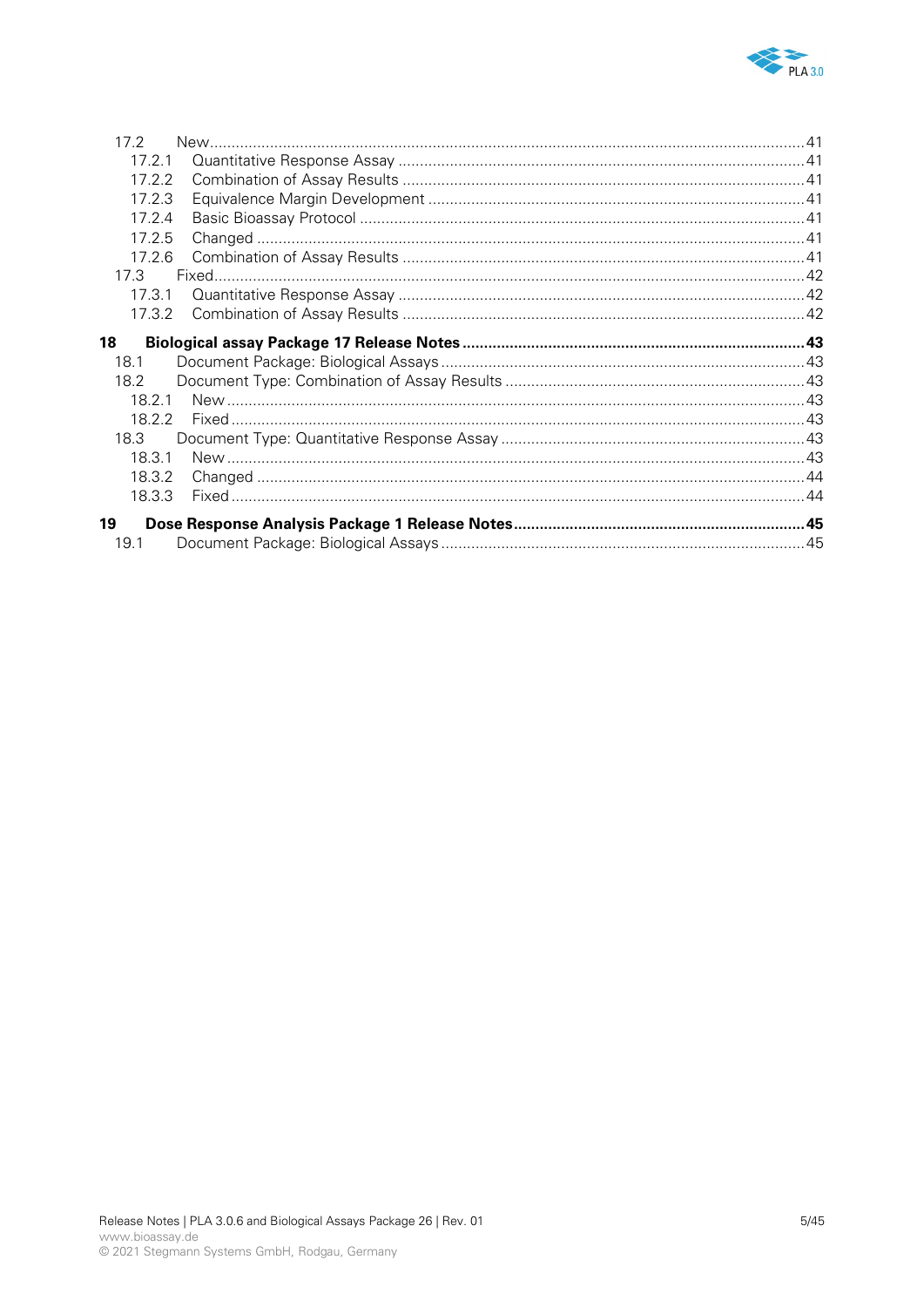17.2 New ........................................................................................................................................41
   17.2.1 Quantitative Response Assay ..............................................................................................41
   17.2.2 Combination of Assay Results .............................................................................................41
   17.2.3 Equivalence Margin Development ........................................................................................41
   17.2.4 Basic Bioassay Protocol .......................................................................................................41
   17.2.5 Changed ...............................................................................................................................41
   17.2.6 Combination of Assay Results .............................................................................................41
17.3 Fixed.......................................................................................................................................42
   17.3.1 Quantitative Response Assay ..............................................................................................42
   17.3.2 Combination of Assay Results .............................................................................................42

**18 Biological assay Package 17 Release Notes ..............................................................................43**

18.1 Document Package: Biological Assays .....................................................................................43
18.2 Document Type: Combination of Assay Results ......................................................................43
   18.2.1 New .....................................................................................................................................43
   18.2.2 Fixed ....................................................................................................................................43
18.3 Document Type: Quantitative Response Assay .......................................................................43
   18.3.1 New .....................................................................................................................................43
   18.3.2 Changed ...............................................................................................................................44
   18.3.3 Fixed ....................................................................................................................................44

**19 Dose Response Analysis Package 1 Release Notes...................................................................45**

19.1 Document Package: Biological Assays .....................................................................................45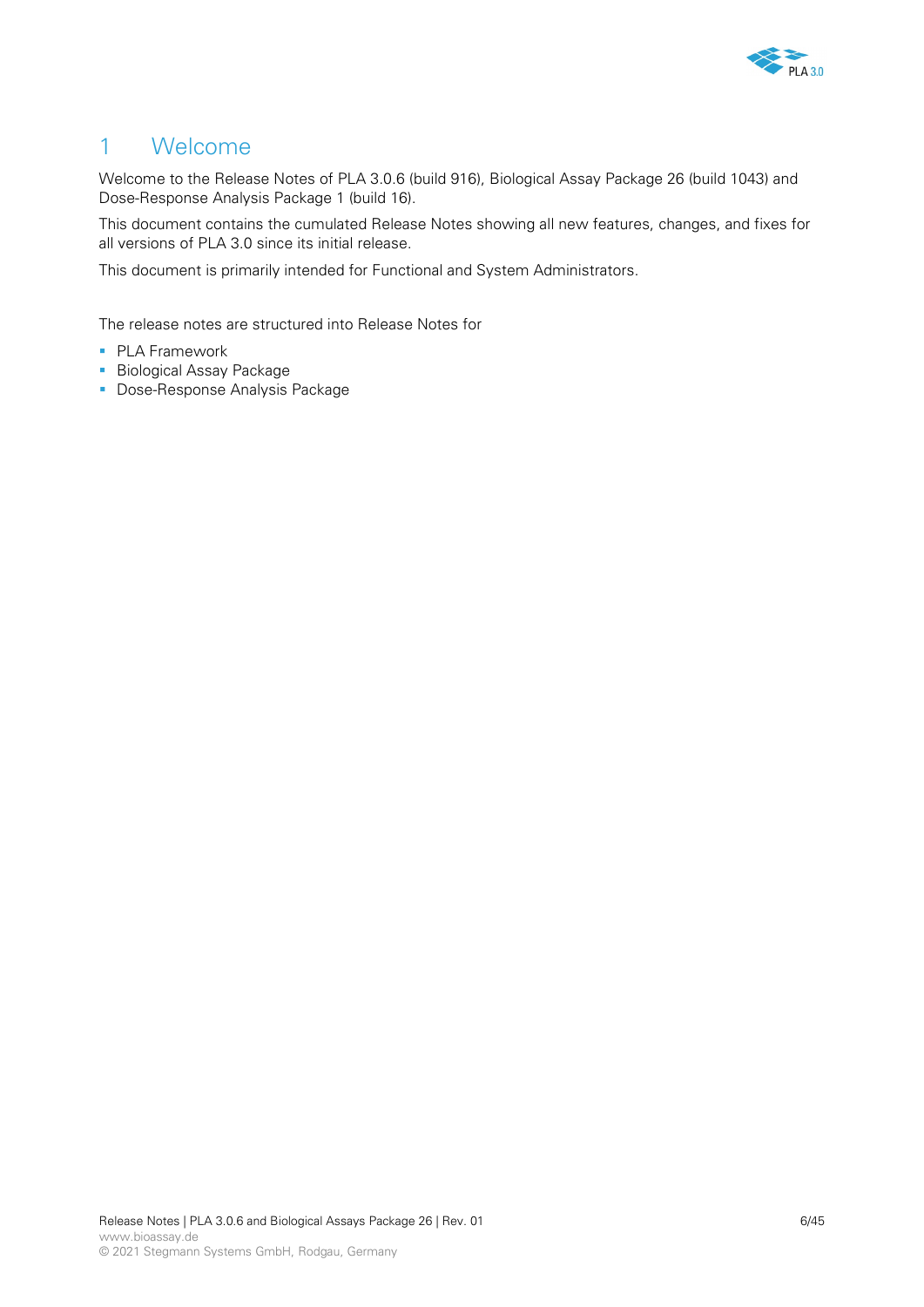# 1 Welcome

Welcome to the Release Notes of PLA 3.0.6 (build 916), Biological Assay Package 26 (build 1043) and Dose-Response Analysis Package 1 (build 16).

This document contains the cumulated Release Notes showing all new features, changes, and fixes for all versions of PLA 3.0 since its initial release.

This document is primarily intended for Functional and System Administrators.

The release notes are structured into Release Notes for

- PLA Framework
- Biological Assay Package
- Dose-Response Analysis Package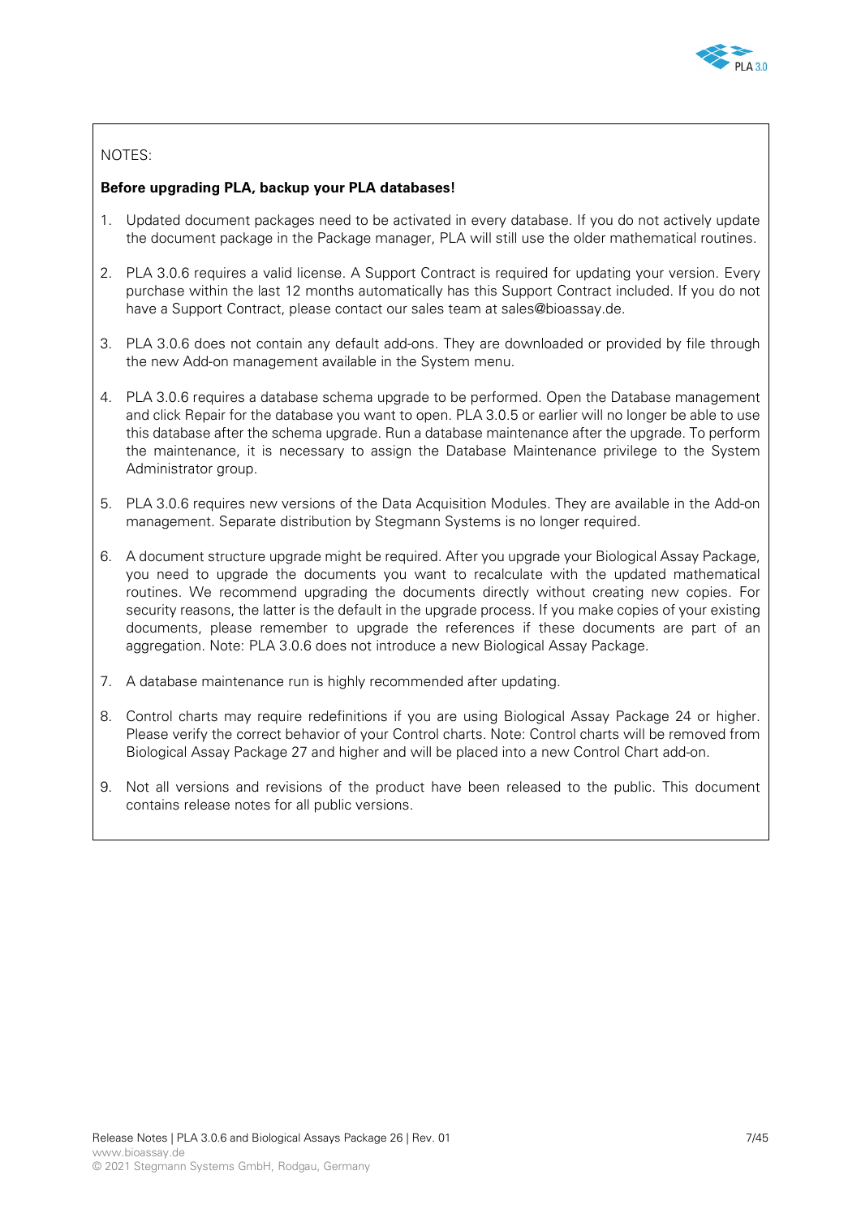NOTES:

**Before upgrading PLA, backup your PLA databases!**

1. Updated document packages need to be activated in every database. If you do not actively update the document package in the Package manager, PLA will still use the older mathematical routines.
2. PLA 3.0.6 requires a valid license. A Support Contract is required for updating your version. Every purchase within the last 12 months automatically has this Support Contract included. If you do not have a Support Contract, please contact our sales team at sales@bioassay.de.
3. PLA 3.0.6 does not contain any default add-ons. They are downloaded or provided by file through the new Add-on management available in the System menu.
4. PLA 3.0.6 requires a database schema upgrade to be performed. Open the Database management and click Repair for the database you want to open. PLA 3.0.5 or earlier will no longer be able to use this database after the schema upgrade. Run a database maintenance after the upgrade. To perform the maintenance, it is necessary to assign the Database Maintenance privilege to the System Administrator group.
5. PLA 3.0.6 requires new versions of the Data Acquisition Modules. They are available in the Add-on management. Separate distribution by Stegmann Systems is no longer required.
6. A document structure upgrade might be required. After you upgrade your Biological Assay Package, you need to upgrade the documents you want to recalculate with the updated mathematical routines. We recommend upgrading the documents directly without creating new copies. For security reasons, the latter is the default in the upgrade process. If you make copies of your existing documents, please remember to upgrade the references if these documents are part of an aggregation. Note: PLA 3.0.6 does not introduce a new Biological Assay Package.
7. A database maintenance run is highly recommended after updating.
8. Control charts may require redefinitions if you are using Biological Assay Package 24 or higher. Please verify the correct behavior of your Control charts. Note: Control charts will be removed from Biological Assay Package 27 and higher and will be placed into a new Control Chart add-on.
9. Not all versions and revisions of the product have been released to the public. This document contains release notes for all public versions.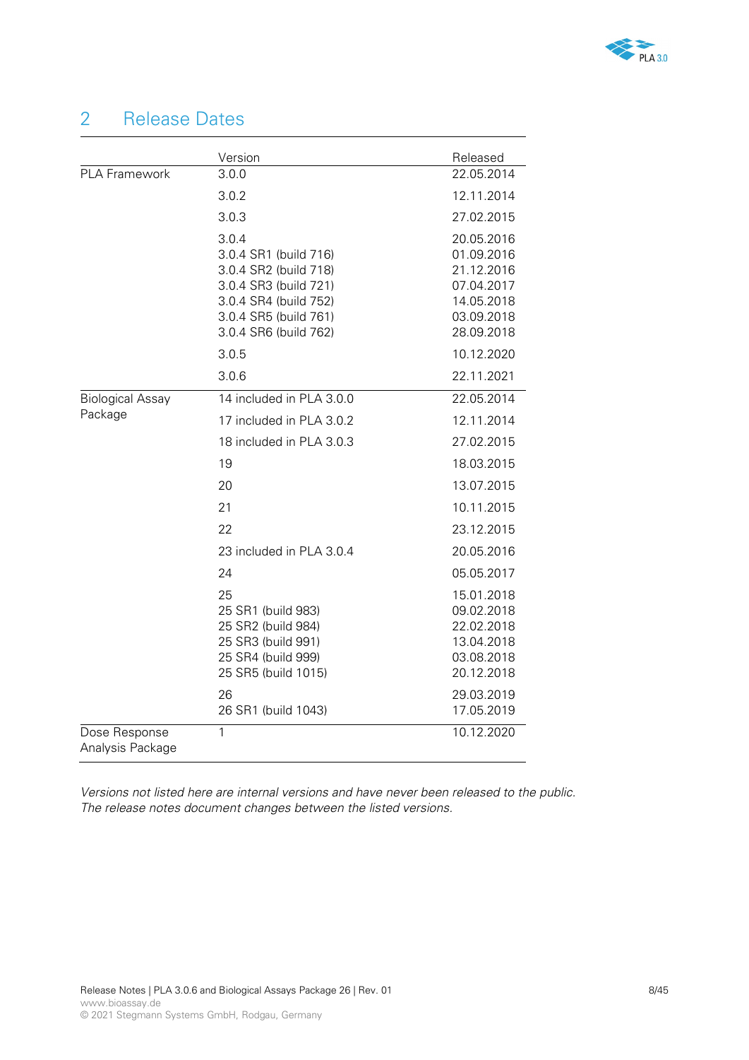# 2 Release Dates

| | Version | Released |
|---|---|---|
| PLA Framework | 3.0.0 | 22.05.2014 |
| | 3.0.2 | 12.11.2014 |
| | 3.0.3 | 27.02.2015 |
| | 3.0.4 | 20.05.2016 |
| | 3.0.4 SR1 (build 716) | 01.09.2016 |
| | 3.0.4 SR2 (build 718) | 21.12.2016 |
| | 3.0.4 SR3 (build 721) | 07.04.2017 |
| | 3.0.4 SR4 (build 752) | 14.05.2018 |
| | 3.0.4 SR5 (build 761) | 03.09.2018 |
| | 3.0.4 SR6 (build 762) | 28.09.2018 |
| | 3.0.5 | 10.12.2020 |
| | 3.0.6 | 22.11.2021 |
| Biological Assay Package | 14 included in PLA 3.0.0 | 22.05.2014 |
| | 17 included in PLA 3.0.2 | 12.11.2014 |
| | 18 included in PLA 3.0.3 | 27.02.2015 |
| | 19 | 18.03.2015 |
| | 20 | 13.07.2015 |
| | 21 | 10.11.2015 |
| | 22 | 23.12.2015 |
| | 23 included in PLA 3.0.4 | 20.05.2016 |
| | 24 | 05.05.2017 |
| | 25 | 15.01.2018 |
| | 25 SR1 (build 983) | 09.02.2018 |
| | 25 SR2 (build 984) | 22.02.2018 |
| | 25 SR3 (build 991) | 13.04.2018 |
| | 25 SR4 (build 999) | 03.08.2018 |
| | 25 SR5 (build 1015) | 20.12.2018 |
| | 26 | 29.03.2019 |
| | 26 SR1 (build 1043) | 17.05.2019 |
| Dose Response Analysis Package | 1 | 10.12.2020 |

*Versions not listed here are internal versions and have never been released to the public. The release notes document changes between the listed versions.*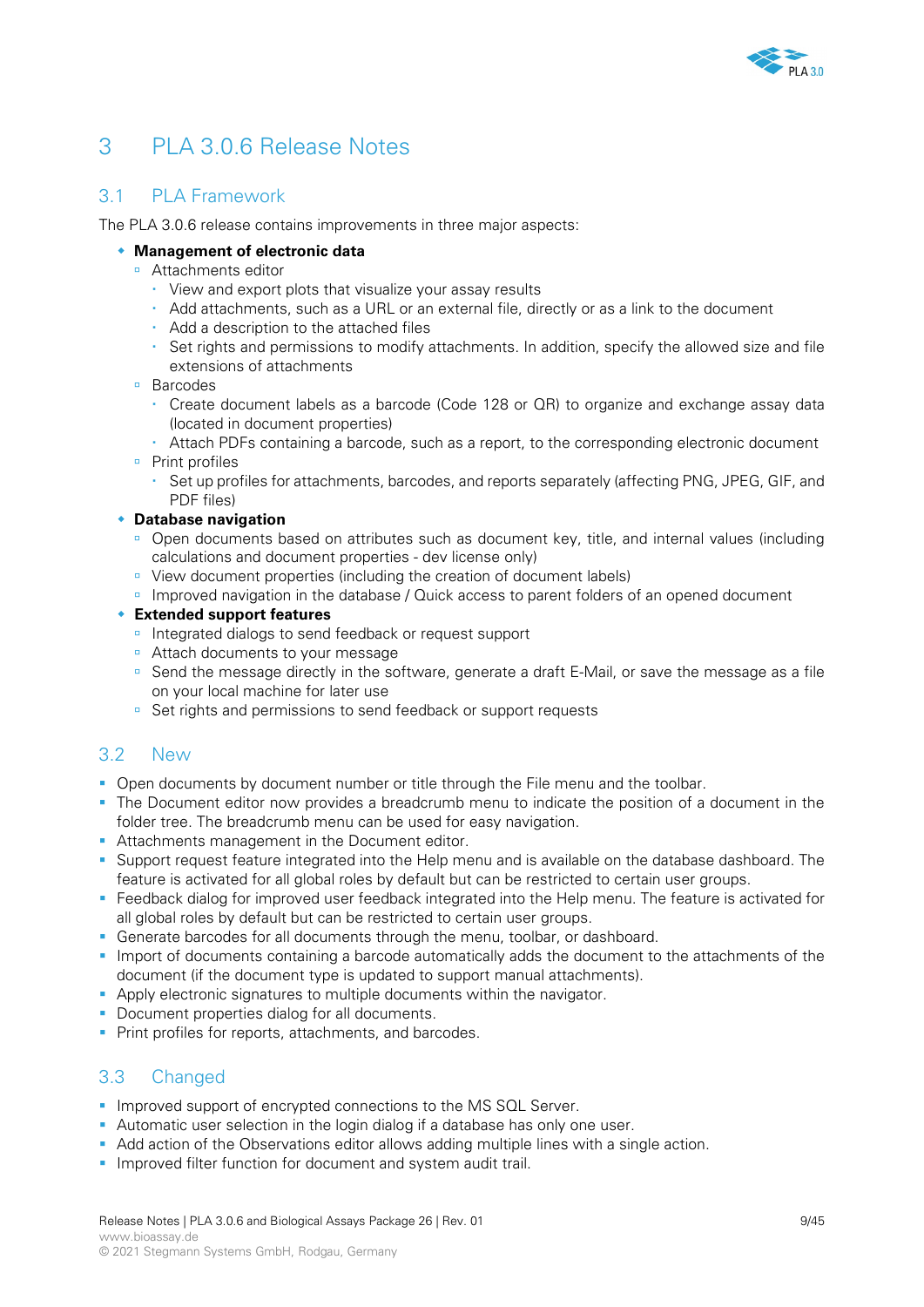# 3 PLA 3.0.6 Release Notes

## 3.1 PLA Framework

The PLA 3.0.6 release contains improvements in three major aspects:

- **Management of electronic data**
  - Attachments editor
    - View and export plots that visualize your assay results
    - Add attachments, such as a URL or an external file, directly or as a link to the document
    - Add a description to the attached files
    - Set rights and permissions to modify attachments. In addition, specify the allowed size and file extensions of attachments
  - Barcodes
    - Create document labels as a barcode (Code 128 or QR) to organize and exchange assay data (located in document properties)
    - Attach PDFs containing a barcode, such as a report, to the corresponding electronic document
  - Print profiles
    - Set up profiles for attachments, barcodes, and reports separately (affecting PNG, JPEG, GIF, and PDF files)
- **Database navigation**
  - Open documents based on attributes such as document key, title, and internal values (including calculations and document properties - dev license only)
  - View document properties (including the creation of document labels)
  - Improved navigation in the database / Quick access to parent folders of an opened document
- **Extended support features**
  - Integrated dialogs to send feedback or request support
  - Attach documents to your message
  - Send the message directly in the software, generate a draft E-Mail, or save the message as a file on your local machine for later use
  - Set rights and permissions to send feedback or support requests

## 3.2 New

- Open documents by document number or title through the File menu and the toolbar.
- The Document editor now provides a breadcrumb menu to indicate the position of a document in the folder tree. The breadcrumb menu can be used for easy navigation.
- Attachments management in the Document editor.
- Support request feature integrated into the Help menu and is available on the database dashboard. The feature is activated for all global roles by default but can be restricted to certain user groups.
- Feedback dialog for improved user feedback integrated into the Help menu. The feature is activated for all global roles by default but can be restricted to certain user groups.
- Generate barcodes for all documents through the menu, toolbar, or dashboard.
- Import of documents containing a barcode automatically adds the document to the attachments of the document (if the document type is updated to support manual attachments).
- Apply electronic signatures to multiple documents within the navigator.
- Document properties dialog for all documents.
- Print profiles for reports, attachments, and barcodes.

## 3.3 Changed

- Improved support of encrypted connections to the MS SQL Server.
- Automatic user selection in the login dialog if a database has only one user.
- Add action of the Observations editor allows adding multiple lines with a single action.
- Improved filter function for document and system audit trail.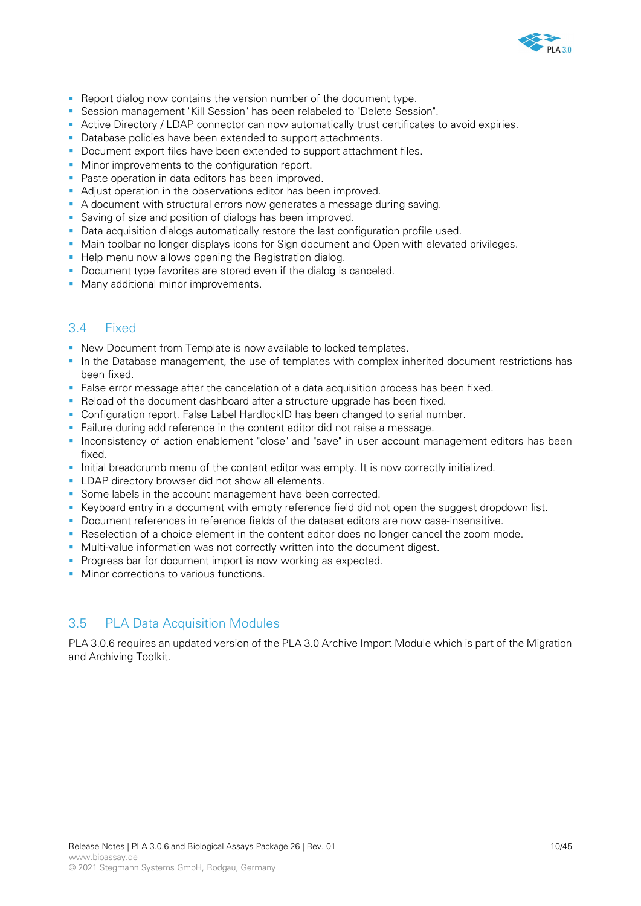- Report dialog now contains the version number of the document type.
- Session management "Kill Session" has been relabeled to "Delete Session".
- Active Directory / LDAP connector can now automatically trust certificates to avoid expiries.
- Database policies have been extended to support attachments.
- Document export files have been extended to support attachment files.
- Minor improvements to the configuration report.
- Paste operation in data editors has been improved.
- Adjust operation in the observations editor has been improved.
- A document with structural errors now generates a message during saving.
- Saving of size and position of dialogs has been improved.
- Data acquisition dialogs automatically restore the last configuration profile used.
- Main toolbar no longer displays icons for Sign document and Open with elevated privileges.
- Help menu now allows opening the Registration dialog.
- Document type favorites are stored even if the dialog is canceled.
- Many additional minor improvements.

## 3.4 Fixed

- New Document from Template is now available to locked templates.
- In the Database management, the use of templates with complex inherited document restrictions has been fixed.
- False error message after the cancelation of a data acquisition process has been fixed.
- Reload of the document dashboard after a structure upgrade has been fixed.
- Configuration report. False Label HardlockID has been changed to serial number.
- Failure during add reference in the content editor did not raise a message.
- Inconsistency of action enablement "close" and "save" in user account management editors has been fixed.
- Initial breadcrumb menu of the content editor was empty. It is now correctly initialized.
- LDAP directory browser did not show all elements.
- Some labels in the account management have been corrected.
- Keyboard entry in a document with empty reference field did not open the suggest dropdown list.
- Document references in reference fields of the dataset editors are now case-insensitive.
- Reselection of a choice element in the content editor does no longer cancel the zoom mode.
- Multi-value information was not correctly written into the document digest.
- Progress bar for document import is now working as expected.
- Minor corrections to various functions.

## 3.5 PLA Data Acquisition Modules

PLA 3.0.6 requires an updated version of the PLA 3.0 Archive Import Module which is part of the Migration and Archiving Toolkit.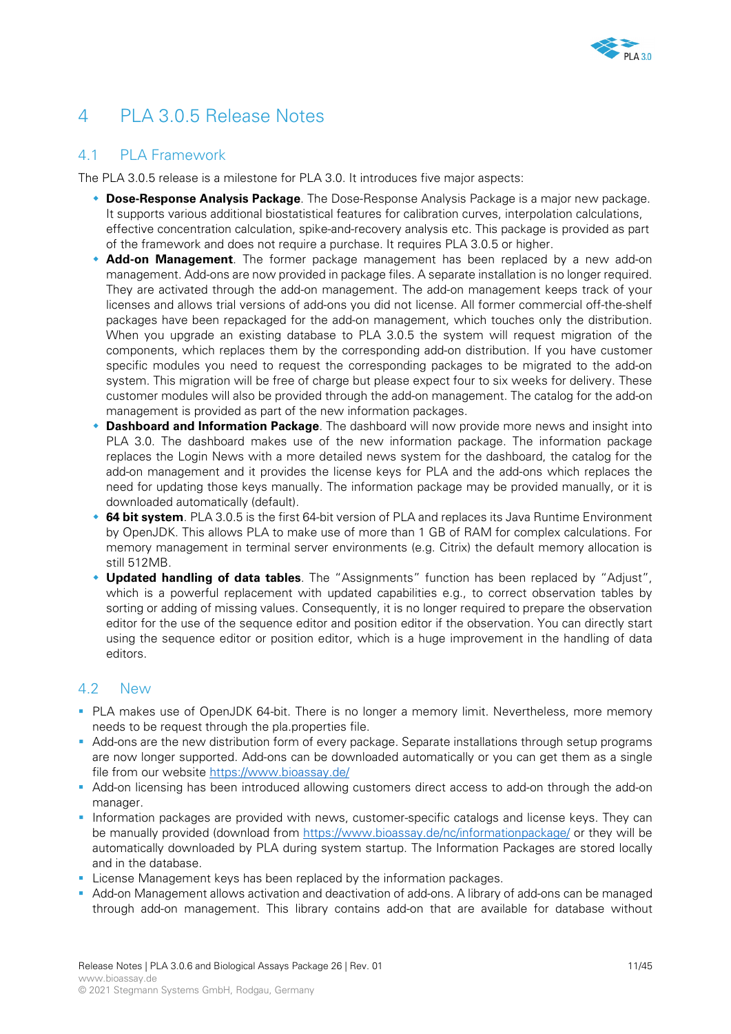# 4 PLA 3.0.5 Release Notes

## 4.1 PLA Framework

The PLA 3.0.5 release is a milestone for PLA 3.0. It introduces five major aspects:

- **Dose-Response Analysis Package**. The Dose-Response Analysis Package is a major new package. It supports various additional biostatistical features for calibration curves, interpolation calculations, effective concentration calculation, spike-and-recovery analysis etc. This package is provided as part of the framework and does not require a purchase. It requires PLA 3.0.5 or higher.
- **Add-on Management**. The former package management has been replaced by a new add-on management. Add-ons are now provided in package files. A separate installation is no longer required. They are activated through the add-on management. The add-on management keeps track of your licenses and allows trial versions of add-ons you did not license. All former commercial off-the-shelf packages have been repackaged for the add-on management, which touches only the distribution. When you upgrade an existing database to PLA 3.0.5 the system will request migration of the components, which replaces them by the corresponding add-on distribution. If you have customer specific modules you need to request the corresponding packages to be migrated to the add-on system. This migration will be free of charge but please expect four to six weeks for delivery. These customer modules will also be provided through the add-on management. The catalog for the add-on management is provided as part of the new information packages.
- **Dashboard and Information Package**. The dashboard will now provide more news and insight into PLA 3.0. The dashboard makes use of the new information package. The information package replaces the Login News with a more detailed news system for the dashboard, the catalog for the add-on management and it provides the license keys for PLA and the add-ons which replaces the need for updating those keys manually. The information package may be provided manually, or it is downloaded automatically (default).
- **64 bit system**. PLA 3.0.5 is the first 64-bit version of PLA and replaces its Java Runtime Environment by OpenJDK. This allows PLA to make use of more than 1 GB of RAM for complex calculations. For memory management in terminal server environments (e.g. Citrix) the default memory allocation is still 512MB.
- **Updated handling of data tables**. The “Assignments” function has been replaced by “Adjust”, which is a powerful replacement with updated capabilities e.g., to correct observation tables by sorting or adding of missing values. Consequently, it is no longer required to prepare the observation editor for the use of the sequence editor and position editor if the observation. You can directly start using the sequence editor or position editor, which is a huge improvement in the handling of data editors.

## 4.2 New

- PLA makes use of OpenJDK 64-bit. There is no longer a memory limit. Nevertheless, more memory needs to be request through the pla.properties file.
- Add-ons are the new distribution form of every package. Separate installations through setup programs are now longer supported. Add-ons can be downloaded automatically or you can get them as a single file from our website https://www.bioassay.de/
- Add-on licensing has been introduced allowing customers direct access to add-on through the add-on manager.
- Information packages are provided with news, customer-specific catalogs and license keys. They can be manually provided (download from https://www.bioassay.de/nc/informationpackage/ or they will be automatically downloaded by PLA during system startup. The Information Packages are stored locally and in the database.
- License Management keys has been replaced by the information packages.
- Add-on Management allows activation and deactivation of add-ons. A library of add-ons can be managed through add-on management. This library contains add-on that are available for database without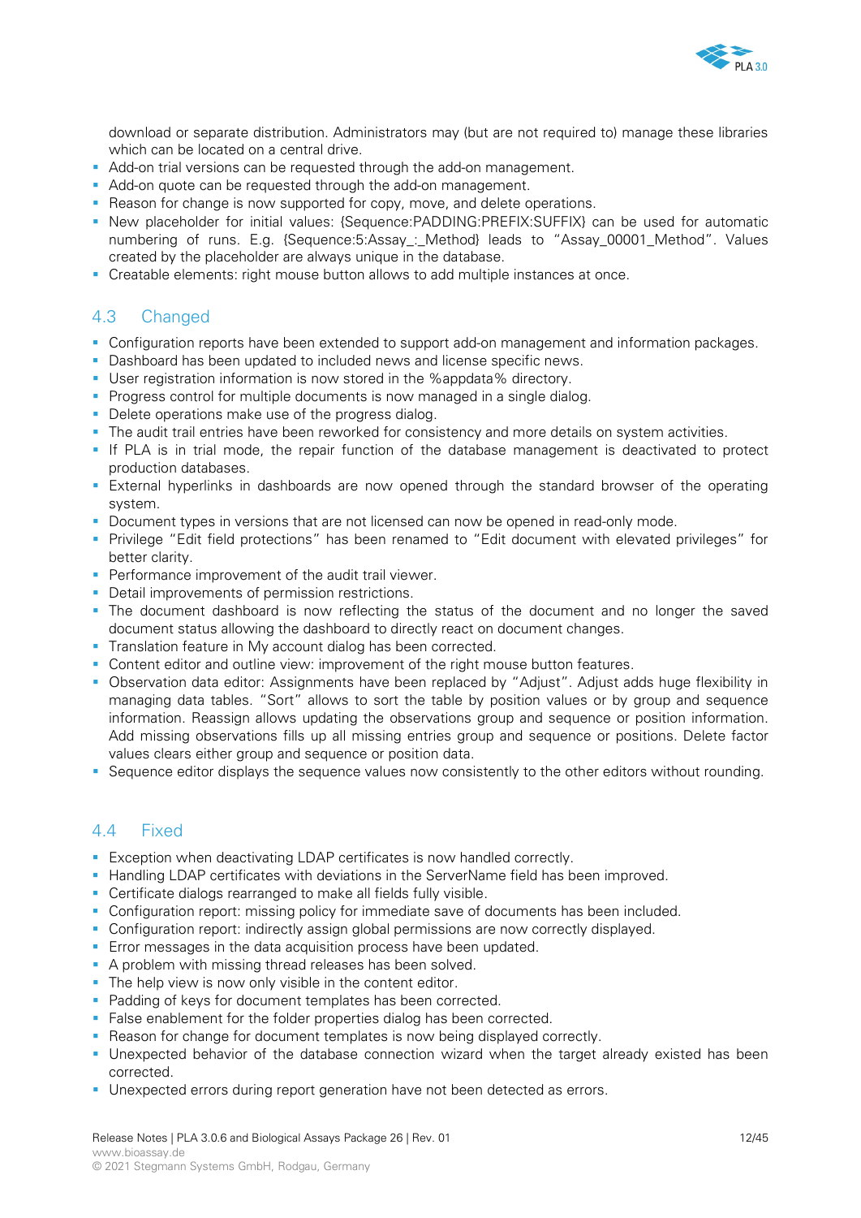download or separate distribution. Administrators may (but are not required to) manage these libraries which can be located on a central drive.

- Add-on trial versions can be requested through the add-on management.
- Add-on quote can be requested through the add-on management.
- Reason for change is now supported for copy, move, and delete operations.
- New placeholder for initial values: {Sequence:PADDING:PREFIX:SUFFIX} can be used for automatic numbering of runs. E.g. {Sequence:5:Assay_:_Method} leads to "Assay_00001_Method". Values created by the placeholder are always unique in the database.
- Creatable elements: right mouse button allows to add multiple instances at once.

## 4.3 Changed

- Configuration reports have been extended to support add-on management and information packages.
- Dashboard has been updated to included news and license specific news.
- User registration information is now stored in the %appdata% directory.
- Progress control for multiple documents is now managed in a single dialog.
- Delete operations make use of the progress dialog.
- The audit trail entries have been reworked for consistency and more details on system activities.
- If PLA is in trial mode, the repair function of the database management is deactivated to protect production databases.
- External hyperlinks in dashboards are now opened through the standard browser of the operating system.
- Document types in versions that are not licensed can now be opened in read-only mode.
- Privilege "Edit field protections" has been renamed to "Edit document with elevated privileges" for better clarity.
- Performance improvement of the audit trail viewer.
- Detail improvements of permission restrictions.
- The document dashboard is now reflecting the status of the document and no longer the saved document status allowing the dashboard to directly react on document changes.
- Translation feature in My account dialog has been corrected.
- Content editor and outline view: improvement of the right mouse button features.
- Observation data editor: Assignments have been replaced by "Adjust". Adjust adds huge flexibility in managing data tables. "Sort" allows to sort the table by position values or by group and sequence information. Reassign allows updating the observations group and sequence or position information. Add missing observations fills up all missing entries group and sequence or positions. Delete factor values clears either group and sequence or position data.
- Sequence editor displays the sequence values now consistently to the other editors without rounding.

## 4.4 Fixed

- Exception when deactivating LDAP certificates is now handled correctly.
- Handling LDAP certificates with deviations in the ServerName field has been improved.
- Certificate dialogs rearranged to make all fields fully visible.
- Configuration report: missing policy for immediate save of documents has been included.
- Configuration report: indirectly assign global permissions are now correctly displayed.
- Error messages in the data acquisition process have been updated.
- A problem with missing thread releases has been solved.
- The help view is now only visible in the content editor.
- Padding of keys for document templates has been corrected.
- False enablement for the folder properties dialog has been corrected.
- Reason for change for document templates is now being displayed correctly.
- Unexpected behavior of the database connection wizard when the target already existed has been corrected.
- Unexpected errors during report generation have not been detected as errors.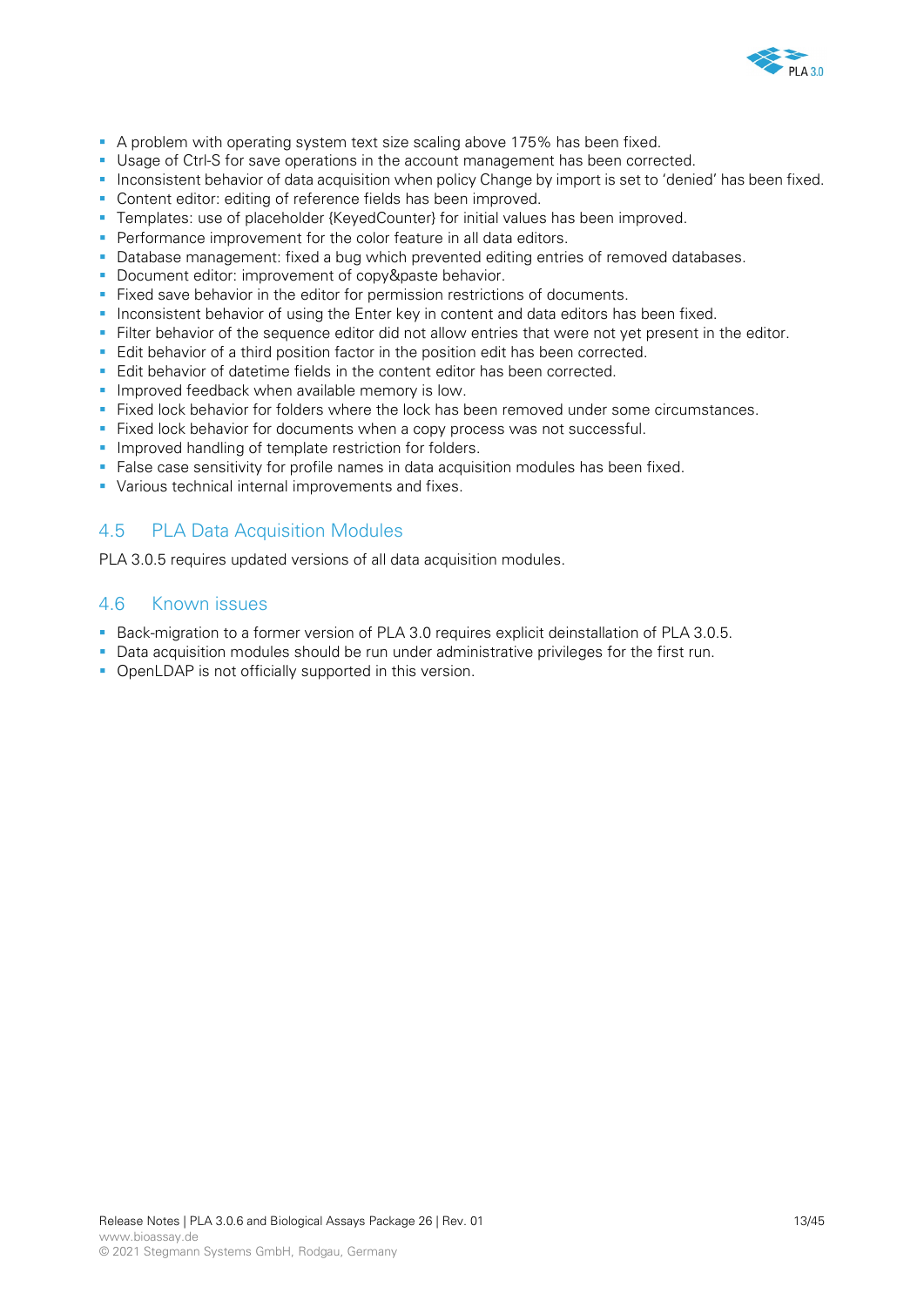- A problem with operating system text size scaling above 175% has been fixed.
- Usage of Ctrl-S for save operations in the account management has been corrected.
- Inconsistent behavior of data acquisition when policy Change by import is set to 'denied' has been fixed.
- Content editor: editing of reference fields has been improved.
- Templates: use of placeholder {KeyedCounter} for initial values has been improved.
- Performance improvement for the color feature in all data editors.
- Database management: fixed a bug which prevented editing entries of removed databases.
- Document editor: improvement of copy&paste behavior.
- Fixed save behavior in the editor for permission restrictions of documents.
- Inconsistent behavior of using the Enter key in content and data editors has been fixed.
- Filter behavior of the sequence editor did not allow entries that were not yet present in the editor.
- Edit behavior of a third position factor in the position edit has been corrected.
- Edit behavior of datetime fields in the content editor has been corrected.
- Improved feedback when available memory is low.
- Fixed lock behavior for folders where the lock has been removed under some circumstances.
- Fixed lock behavior for documents when a copy process was not successful.
- Improved handling of template restriction for folders.
- False case sensitivity for profile names in data acquisition modules has been fixed.
- Various technical internal improvements and fixes.

## 4.5 PLA Data Acquisition Modules

PLA 3.0.5 requires updated versions of all data acquisition modules.

## 4.6 Known issues

- Back-migration to a former version of PLA 3.0 requires explicit deinstallation of PLA 3.0.5.
- Data acquisition modules should be run under administrative privileges for the first run.
- OpenLDAP is not officially supported in this version.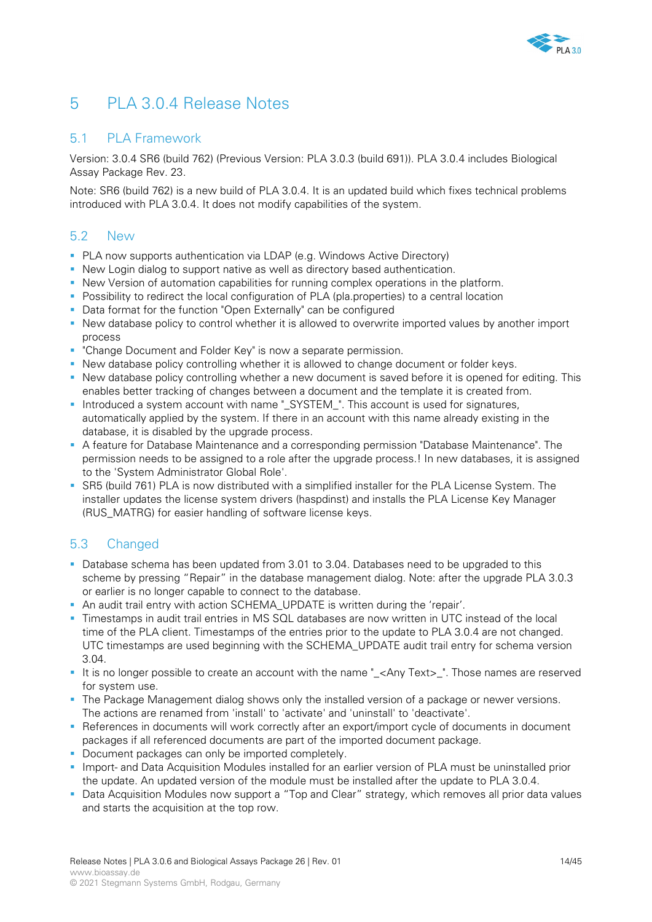# 5 PLA 3.0.4 Release Notes

## 5.1 PLA Framework

Version: 3.0.4 SR6 (build 762) (Previous Version: PLA 3.0.3 (build 691)). PLA 3.0.4 includes Biological Assay Package Rev. 23.

Note: SR6 (build 762) is a new build of PLA 3.0.4. It is an updated build which fixes technical problems introduced with PLA 3.0.4. It does not modify capabilities of the system.

## 5.2 New

- PLA now supports authentication via LDAP (e.g. Windows Active Directory)
- New Login dialog to support native as well as directory based authentication.
- New Version of automation capabilities for running complex operations in the platform.
- Possibility to redirect the local configuration of PLA (pla.properties) to a central location
- Data format for the function "Open Externally" can be configured
- New database policy to control whether it is allowed to overwrite imported values by another import process
- "Change Document and Folder Key" is now a separate permission.
- New database policy controlling whether it is allowed to change document or folder keys.
- New database policy controlling whether a new document is saved before it is opened for editing. This enables better tracking of changes between a document and the template it is created from.
- Introduced a system account with name "_SYSTEM_". This account is used for signatures, automatically applied by the system. If there in an account with this name already existing in the database, it is disabled by the upgrade process.
- A feature for Database Maintenance and a corresponding permission "Database Maintenance". The permission needs to be assigned to a role after the upgrade process.! In new databases, it is assigned to the 'System Administrator Global Role'.
- SR5 (build 761) PLA is now distributed with a simplified installer for the PLA License System. The installer updates the license system drivers (haspdinst) and installs the PLA License Key Manager (RUS_MATRG) for easier handling of software license keys.

## 5.3 Changed

- Database schema has been updated from 3.01 to 3.04. Databases need to be upgraded to this scheme by pressing "Repair" in the database management dialog. Note: after the upgrade PLA 3.0.3 or earlier is no longer capable to connect to the database.
- An audit trail entry with action SCHEMA_UPDATE is written during the 'repair'.
- Timestamps in audit trail entries in MS SQL databases are now written in UTC instead of the local time of the PLA client. Timestamps of the entries prior to the update to PLA 3.0.4 are not changed. UTC timestamps are used beginning with the SCHEMA_UPDATE audit trail entry for schema version 3.04.
- It is no longer possible to create an account with the name "_<Any Text>_". Those names are reserved for system use.
- The Package Management dialog shows only the installed version of a package or newer versions. The actions are renamed from 'install' to 'activate' and 'uninstall' to 'deactivate'.
- References in documents will work correctly after an export/import cycle of documents in document packages if all referenced documents are part of the imported document package.
- Document packages can only be imported completely.
- Import- and Data Acquisition Modules installed for an earlier version of PLA must be uninstalled prior the update. An updated version of the module must be installed after the update to PLA 3.0.4.
- Data Acquisition Modules now support a "Top and Clear" strategy, which removes all prior data values and starts the acquisition at the top row.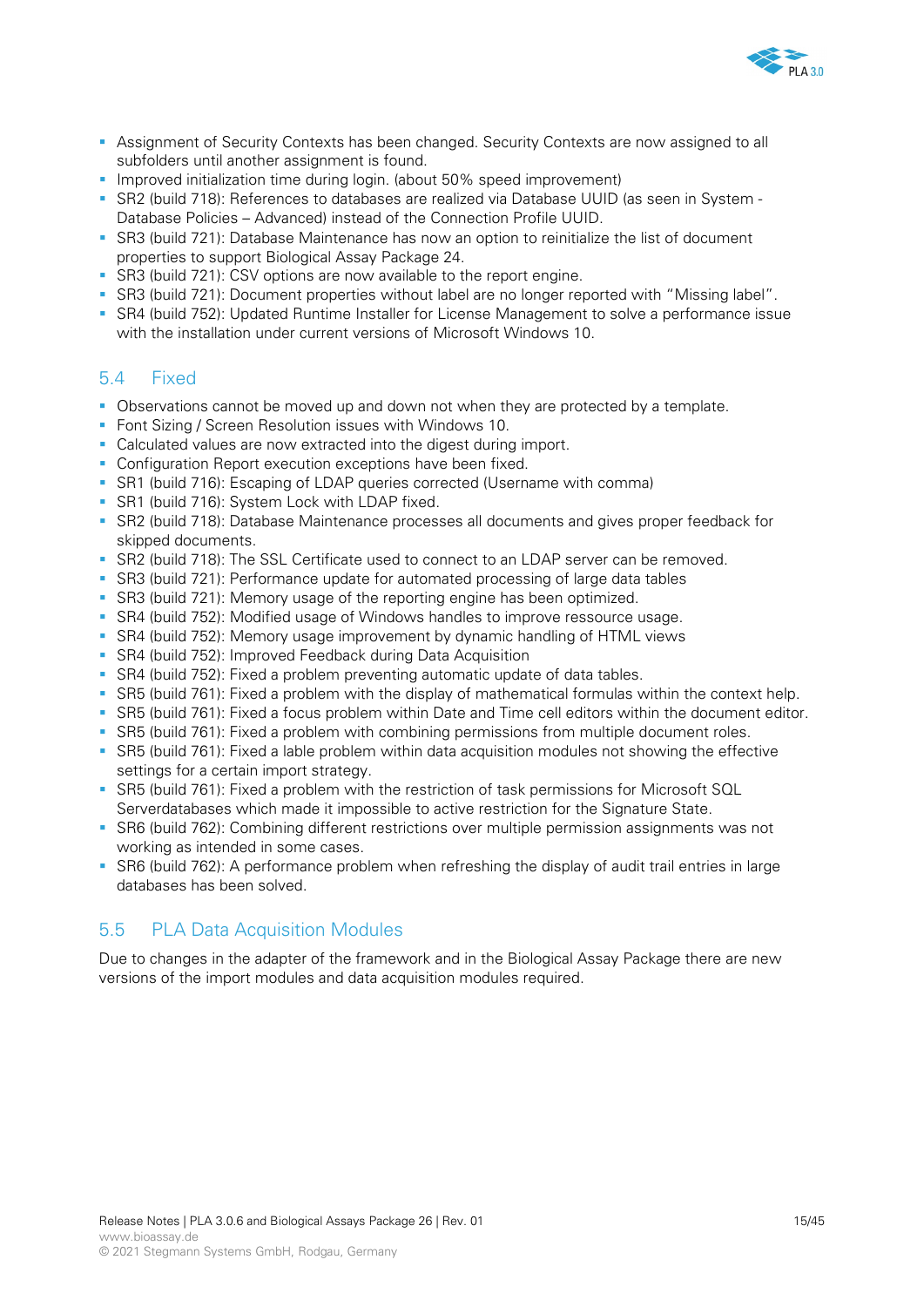- Assignment of Security Contexts has been changed. Security Contexts are now assigned to all subfolders until another assignment is found.
- Improved initialization time during login. (about 50% speed improvement)
- SR2 (build 718): References to databases are realized via Database UUID (as seen in System - Database Policies – Advanced) instead of the Connection Profile UUID.
- SR3 (build 721): Database Maintenance has now an option to reinitialize the list of document properties to support Biological Assay Package 24.
- SR3 (build 721): CSV options are now available to the report engine.
- SR3 (build 721): Document properties without label are no longer reported with "Missing label".
- SR4 (build 752): Updated Runtime Installer for License Management to solve a performance issue with the installation under current versions of Microsoft Windows 10.

## 5.4 Fixed

- Observations cannot be moved up and down not when they are protected by a template.
- Font Sizing / Screen Resolution issues with Windows 10.
- Calculated values are now extracted into the digest during import.
- Configuration Report execution exceptions have been fixed.
- SR1 (build 716): Escaping of LDAP queries corrected (Username with comma)
- SR1 (build 716): System Lock with LDAP fixed.
- SR2 (build 718): Database Maintenance processes all documents and gives proper feedback for skipped documents.
- SR2 (build 718): The SSL Certificate used to connect to an LDAP server can be removed.
- SR3 (build 721): Performance update for automated processing of large data tables
- SR3 (build 721): Memory usage of the reporting engine has been optimized.
- SR4 (build 752): Modified usage of Windows handles to improve ressource usage.
- SR4 (build 752): Memory usage improvement by dynamic handling of HTML views
- SR4 (build 752): Improved Feedback during Data Acquisition
- SR4 (build 752): Fixed a problem preventing automatic update of data tables.
- SR5 (build 761): Fixed a problem with the display of mathematical formulas within the context help.
- SR5 (build 761): Fixed a focus problem within Date and Time cell editors within the document editor.
- SR5 (build 761): Fixed a problem with combining permissions from multiple document roles.
- SR5 (build 761): Fixed a lable problem within data acquisition modules not showing the effective settings for a certain import strategy.
- SR5 (build 761): Fixed a problem with the restriction of task permissions for Microsoft SQL Serverdatabases which made it impossible to active restriction for the Signature State.
- SR6 (build 762): Combining different restrictions over multiple permission assignments was not working as intended in some cases.
- SR6 (build 762): A performance problem when refreshing the display of audit trail entries in large databases has been solved.

## 5.5 PLA Data Acquisition Modules

Due to changes in the adapter of the framework and in the Biological Assay Package there are new versions of the import modules and data acquisition modules required.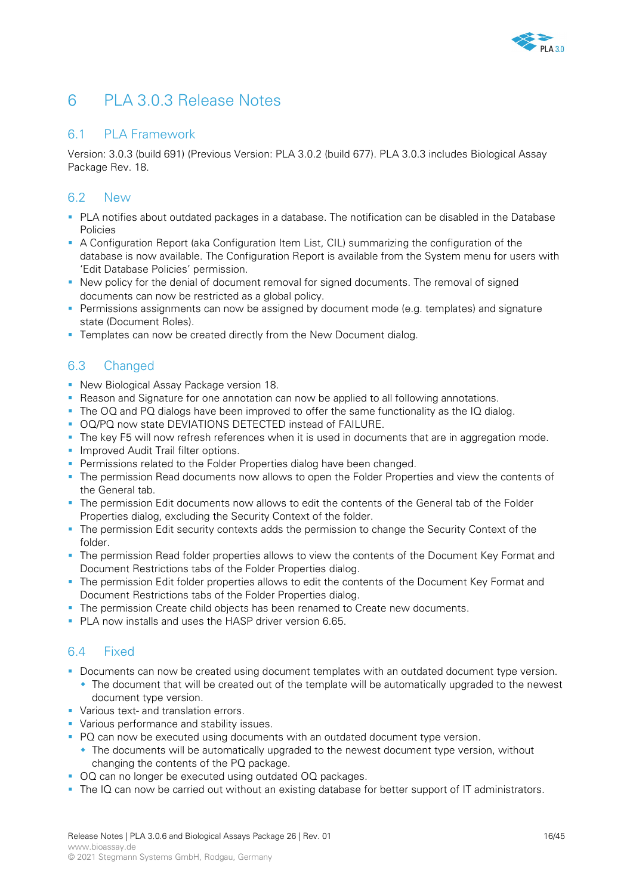# 6 PLA 3.0.3 Release Notes

## 6.1 PLA Framework

Version: 3.0.3 (build 691) (Previous Version: PLA 3.0.2 (build 677). PLA 3.0.3 includes Biological Assay Package Rev. 18.

## 6.2 New

- PLA notifies about outdated packages in a database. The notification can be disabled in the Database Policies
- A Configuration Report (aka Configuration Item List, CIL) summarizing the configuration of the database is now available. The Configuration Report is available from the System menu for users with 'Edit Database Policies' permission.
- New policy for the denial of document removal for signed documents. The removal of signed documents can now be restricted as a global policy.
- Permissions assignments can now be assigned by document mode (e.g. templates) and signature state (Document Roles).
- Templates can now be created directly from the New Document dialog.

## 6.3 Changed

- New Biological Assay Package version 18.
- Reason and Signature for one annotation can now be applied to all following annotations.
- The OQ and PQ dialogs have been improved to offer the same functionality as the IQ dialog.
- OQ/PQ now state DEVIATIONS DETECTED instead of FAILURE.
- The key F5 will now refresh references when it is used in documents that are in aggregation mode.
- Improved Audit Trail filter options.
- Permissions related to the Folder Properties dialog have been changed.
- The permission Read documents now allows to open the Folder Properties and view the contents of the General tab.
- The permission Edit documents now allows to edit the contents of the General tab of the Folder Properties dialog, excluding the Security Context of the folder.
- The permission Edit security contexts adds the permission to change the Security Context of the folder.
- The permission Read folder properties allows to view the contents of the Document Key Format and Document Restrictions tabs of the Folder Properties dialog.
- The permission Edit folder properties allows to edit the contents of the Document Key Format and Document Restrictions tabs of the Folder Properties dialog.
- The permission Create child objects has been renamed to Create new documents.
- PLA now installs and uses the HASP driver version 6.65.

## 6.4 Fixed

- Documents can now be created using document templates with an outdated document type version.
  - The document that will be created out of the template will be automatically upgraded to the newest document type version.
- Various text- and translation errors.
- Various performance and stability issues.
- PQ can now be executed using documents with an outdated document type version.
  - The documents will be automatically upgraded to the newest document type version, without changing the contents of the PQ package.
- OQ can no longer be executed using outdated OQ packages.
- The IQ can now be carried out without an existing database for better support of IT administrators.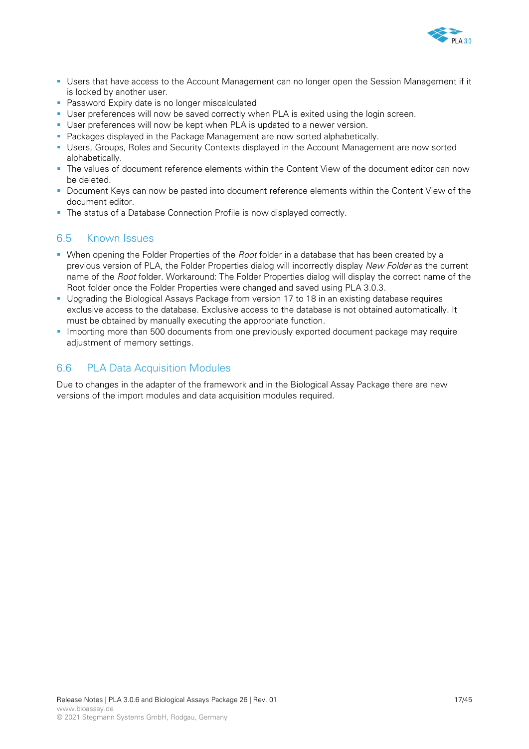- Users that have access to the Account Management can no longer open the Session Management if it is locked by another user.
- Password Expiry date is no longer miscalculated
- User preferences will now be saved correctly when PLA is exited using the login screen.
- User preferences will now be kept when PLA is updated to a newer version.
- Packages displayed in the Package Management are now sorted alphabetically.
- Users, Groups, Roles and Security Contexts displayed in the Account Management are now sorted alphabetically.
- The values of document reference elements within the Content View of the document editor can now be deleted.
- Document Keys can now be pasted into document reference elements within the Content View of the document editor.
- The status of a Database Connection Profile is now displayed correctly.

## 6.5 Known Issues

- When opening the Folder Properties of the *Root* folder in a database that has been created by a previous version of PLA, the Folder Properties dialog will incorrectly display *New Folder* as the current name of the *Root* folder. Workaround: The Folder Properties dialog will display the correct name of the Root folder once the Folder Properties were changed and saved using PLA 3.0.3.
- Upgrading the Biological Assays Package from version 17 to 18 in an existing database requires exclusive access to the database. Exclusive access to the database is not obtained automatically. It must be obtained by manually executing the appropriate function.
- Importing more than 500 documents from one previously exported document package may require adjustment of memory settings.

## 6.6 PLA Data Acquisition Modules

Due to changes in the adapter of the framework and in the Biological Assay Package there are new versions of the import modules and data acquisition modules required.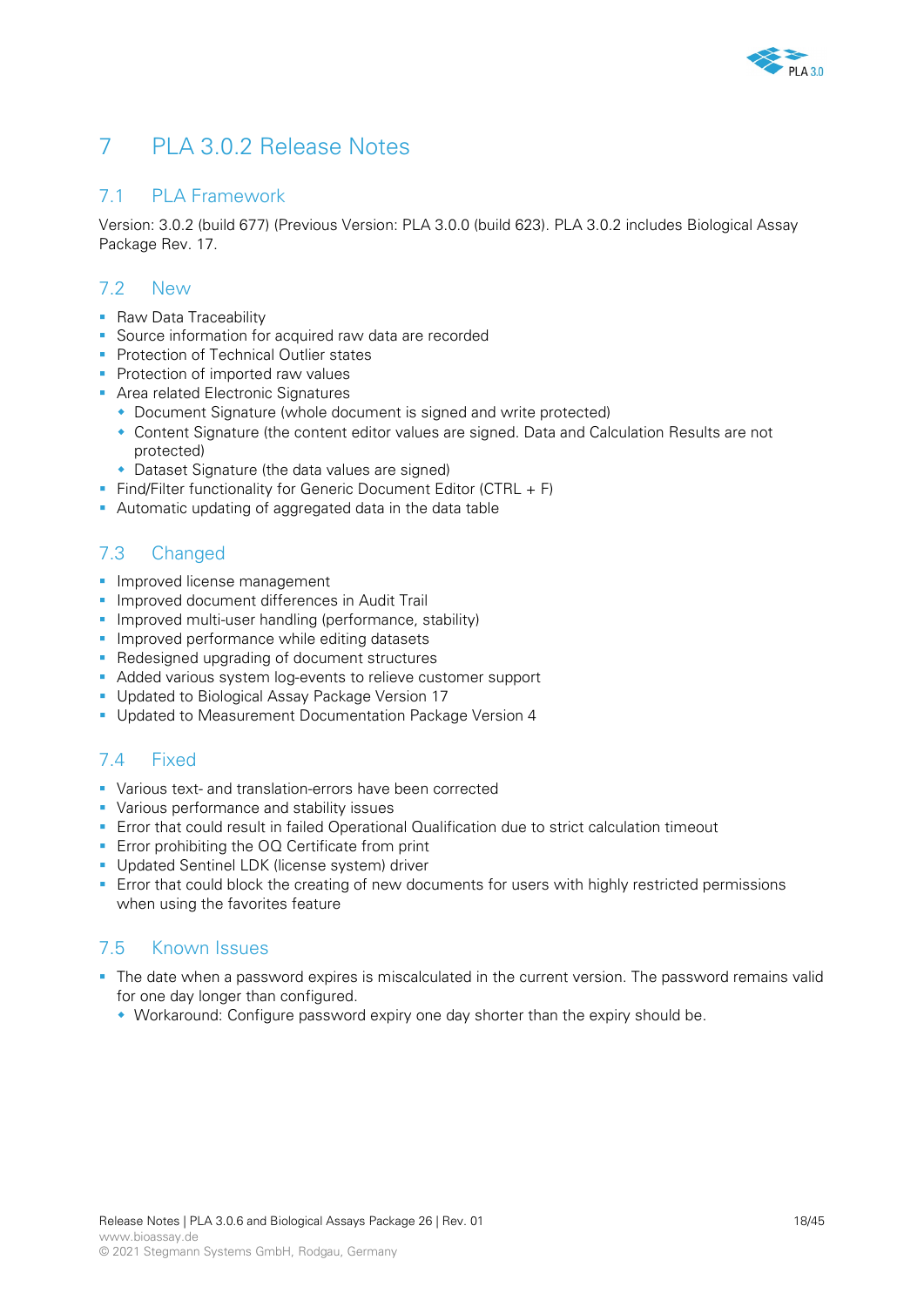# 7 PLA 3.0.2 Release Notes

## 7.1 PLA Framework

Version: 3.0.2 (build 677) (Previous Version: PLA 3.0.0 (build 623). PLA 3.0.2 includes Biological Assay Package Rev. 17.

## 7.2 New

- Raw Data Traceability
- Source information for acquired raw data are recorded
- Protection of Technical Outlier states
- Protection of imported raw values
- Area related Electronic Signatures
  - Document Signature (whole document is signed and write protected)
  - Content Signature (the content editor values are signed. Data and Calculation Results are not protected)
  - Dataset Signature (the data values are signed)
- Find/Filter functionality for Generic Document Editor (CTRL + F)
- Automatic updating of aggregated data in the data table

## 7.3 Changed

- Improved license management
- Improved document differences in Audit Trail
- Improved multi-user handling (performance, stability)
- Improved performance while editing datasets
- Redesigned upgrading of document structures
- Added various system log-events to relieve customer support
- Updated to Biological Assay Package Version 17
- Updated to Measurement Documentation Package Version 4

## 7.4 Fixed

- Various text- and translation-errors have been corrected
- Various performance and stability issues
- Error that could result in failed Operational Qualification due to strict calculation timeout
- Error prohibiting the OQ Certificate from print
- Updated Sentinel LDK (license system) driver
- Error that could block the creating of new documents for users with highly restricted permissions when using the favorites feature

## 7.5 Known Issues

- The date when a password expires is miscalculated in the current version. The password remains valid for one day longer than configured.
  - Workaround: Configure password expiry one day shorter than the expiry should be.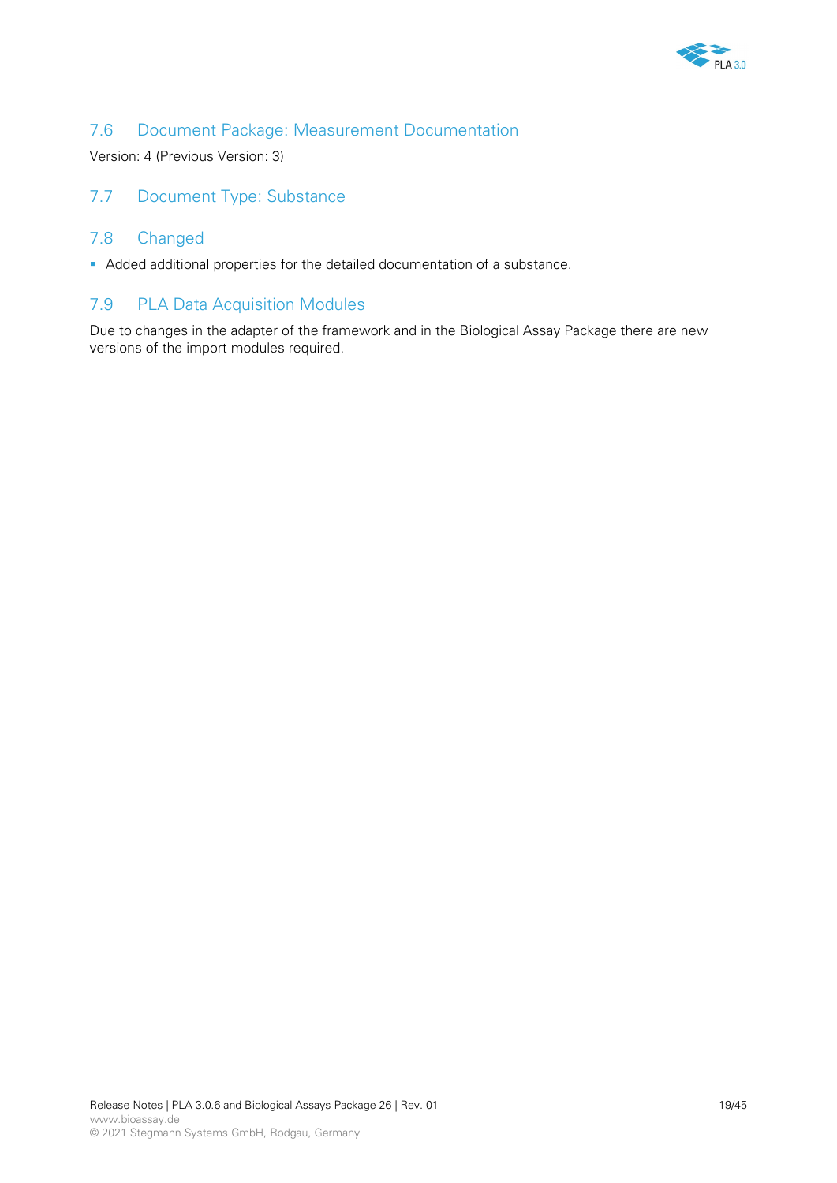## 7.6 Document Package: Measurement Documentation

Version: 4 (Previous Version: 3)

## 7.7 Document Type: Substance

## 7.8 Changed

- Added additional properties for the detailed documentation of a substance.

## 7.9 PLA Data Acquisition Modules

Due to changes in the adapter of the framework and in the Biological Assay Package there are new versions of the import modules required.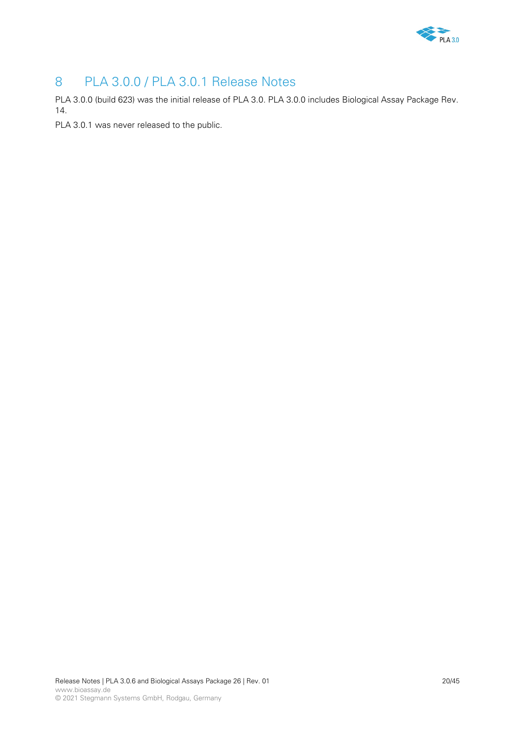# 8 PLA 3.0.0 / PLA 3.0.1 Release Notes

PLA 3.0.0 (build 623) was the initial release of PLA 3.0. PLA 3.0.0 includes Biological Assay Package Rev. 14.

PLA 3.0.1 was never released to the public.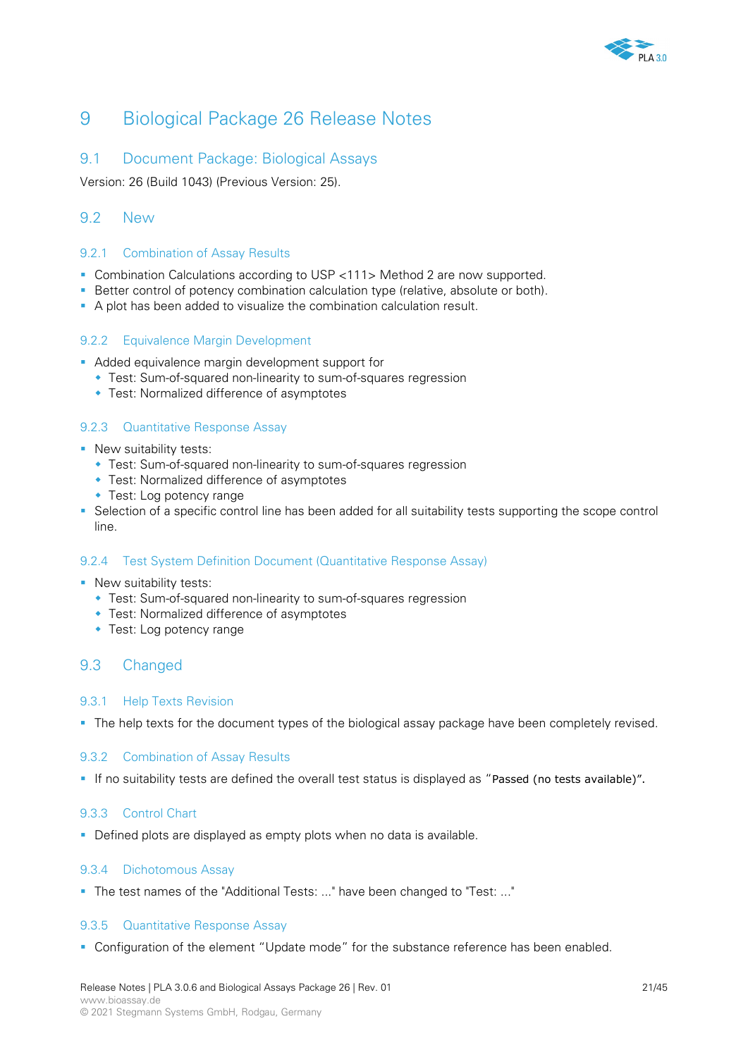# 9 Biological Package 26 Release Notes

## 9.1 Document Package: Biological Assays

Version: 26 (Build 1043) (Previous Version: 25).

## 9.2 New

### 9.2.1 Combination of Assay Results

- Combination Calculations according to USP <111> Method 2 are now supported.
- Better control of potency combination calculation type (relative, absolute or both).
- A plot has been added to visualize the combination calculation result.

### 9.2.2 Equivalence Margin Development

- Added equivalence margin development support for
  - Test: Sum-of-squared non-linearity to sum-of-squares regression
  - Test: Normalized difference of asymptotes

### 9.2.3 Quantitative Response Assay

- New suitability tests:
  - Test: Sum-of-squared non-linearity to sum-of-squares regression
  - Test: Normalized difference of asymptotes
  - Test: Log potency range
- Selection of a specific control line has been added for all suitability tests supporting the scope control line.

### 9.2.4 Test System Definition Document (Quantitative Response Assay)

- New suitability tests:
  - Test: Sum-of-squared non-linearity to sum-of-squares regression
  - Test: Normalized difference of asymptotes
  - Test: Log potency range

## 9.3 Changed

### 9.3.1 Help Texts Revision

- The help texts for the document types of the biological assay package have been completely revised.

### 9.3.2 Combination of Assay Results

- If no suitability tests are defined the overall test status is displayed as "`Passed (no tests available)`".

### 9.3.3 Control Chart

- Defined plots are displayed as empty plots when no data is available.

### 9.3.4 Dichotomous Assay

- The test names of the "Additional Tests: ..." have been changed to "Test: ..."

### 9.3.5 Quantitative Response Assay

- Configuration of the element "Update mode" for the substance reference has been enabled.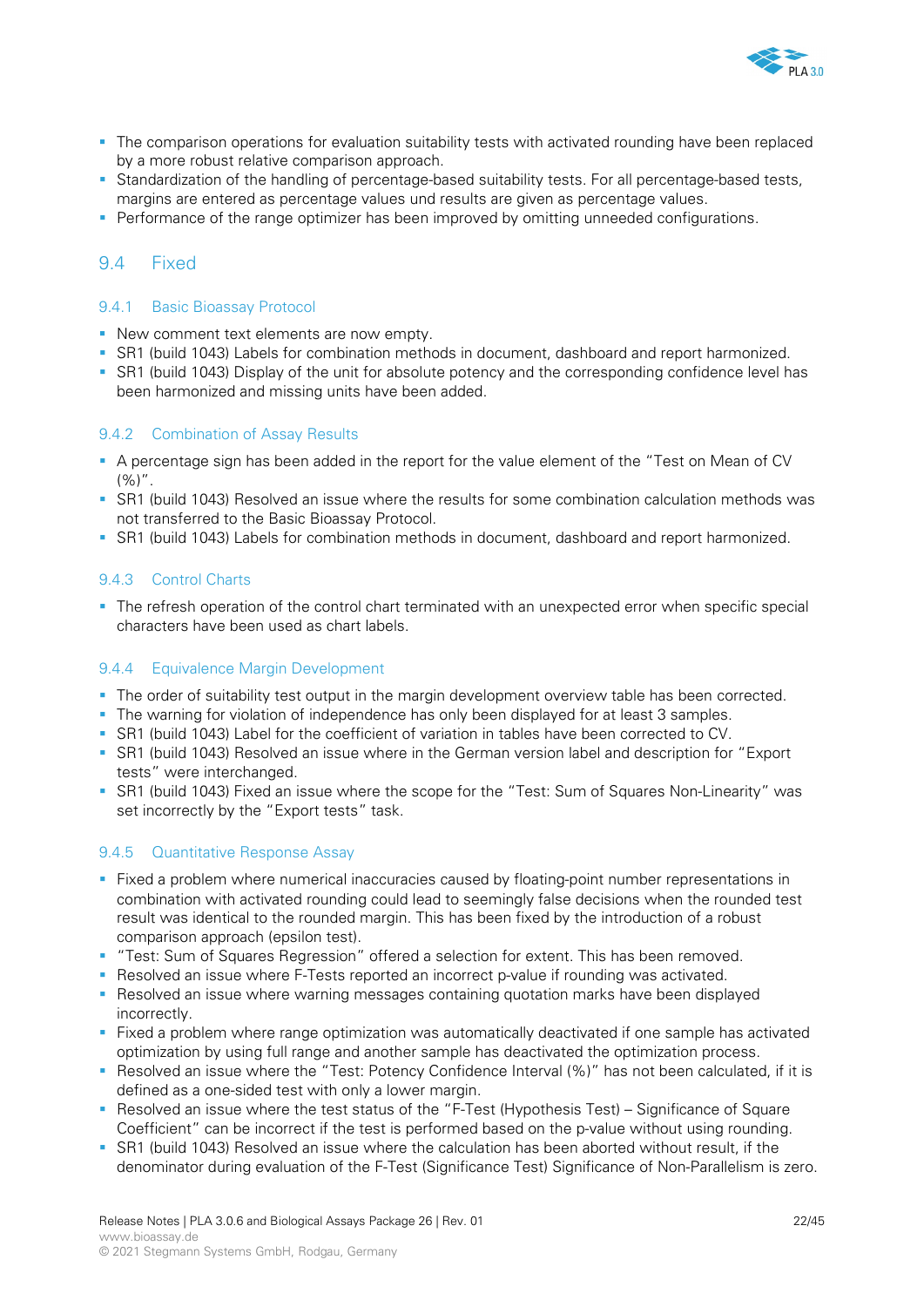- The comparison operations for evaluation suitability tests with activated rounding have been replaced by a more robust relative comparison approach.
- Standardization of the handling of percentage-based suitability tests. For all percentage-based tests, margins are entered as percentage values und results are given as percentage values.
- Performance of the range optimizer has been improved by omitting unneeded configurations.

## 9.4 Fixed

### 9.4.1 Basic Bioassay Protocol

- New comment text elements are now empty.
- SR1 (build 1043) Labels for combination methods in document, dashboard and report harmonized.
- SR1 (build 1043) Display of the unit for absolute potency and the corresponding confidence level has been harmonized and missing units have been added.

### 9.4.2 Combination of Assay Results

- A percentage sign has been added in the report for the value element of the "Test on Mean of CV (%)".
- SR1 (build 1043) Resolved an issue where the results for some combination calculation methods was not transferred to the Basic Bioassay Protocol.
- SR1 (build 1043) Labels for combination methods in document, dashboard and report harmonized.

### 9.4.3 Control Charts

- The refresh operation of the control chart terminated with an unexpected error when specific special characters have been used as chart labels.

### 9.4.4 Equivalence Margin Development

- The order of suitability test output in the margin development overview table has been corrected.
- The warning for violation of independence has only been displayed for at least 3 samples.
- SR1 (build 1043) Label for the coefficient of variation in tables have been corrected to CV.
- SR1 (build 1043) Resolved an issue where in the German version label and description for "Export tests" were interchanged.
- SR1 (build 1043) Fixed an issue where the scope for the "Test: Sum of Squares Non-Linearity" was set incorrectly by the "Export tests" task.

### 9.4.5 Quantitative Response Assay

- Fixed a problem where numerical inaccuracies caused by floating-point number representations in combination with activated rounding could lead to seemingly false decisions when the rounded test result was identical to the rounded margin. This has been fixed by the introduction of a robust comparison approach (epsilon test).
- "Test: Sum of Squares Regression" offered a selection for extent. This has been removed.
- Resolved an issue where F-Tests reported an incorrect p-value if rounding was activated.
- Resolved an issue where warning messages containing quotation marks have been displayed incorrectly.
- Fixed a problem where range optimization was automatically deactivated if one sample has activated optimization by using full range and another sample has deactivated the optimization process.
- Resolved an issue where the "Test: Potency Confidence Interval (%)" has not been calculated, if it is defined as a one-sided test with only a lower margin.
- Resolved an issue where the test status of the "F-Test (Hypothesis Test) – Significance of Square Coefficient" can be incorrect if the test is performed based on the p-value without using rounding.
- SR1 (build 1043) Resolved an issue where the calculation has been aborted without result, if the denominator during evaluation of the F-Test (Significance Test) Significance of Non-Parallelism is zero.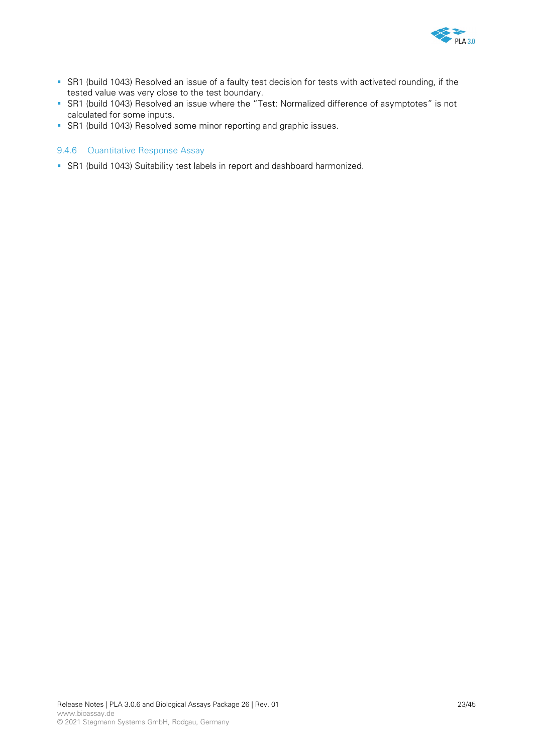- SR1 (build 1043) Resolved an issue of a faulty test decision for tests with activated rounding, if the tested value was very close to the test boundary.
- SR1 (build 1043) Resolved an issue where the “Test: Normalized difference of asymptotes” is not calculated for some inputs.
- SR1 (build 1043) Resolved some minor reporting and graphic issues.

### 9.4.6 Quantitative Response Assay

- SR1 (build 1043) Suitability test labels in report and dashboard harmonized.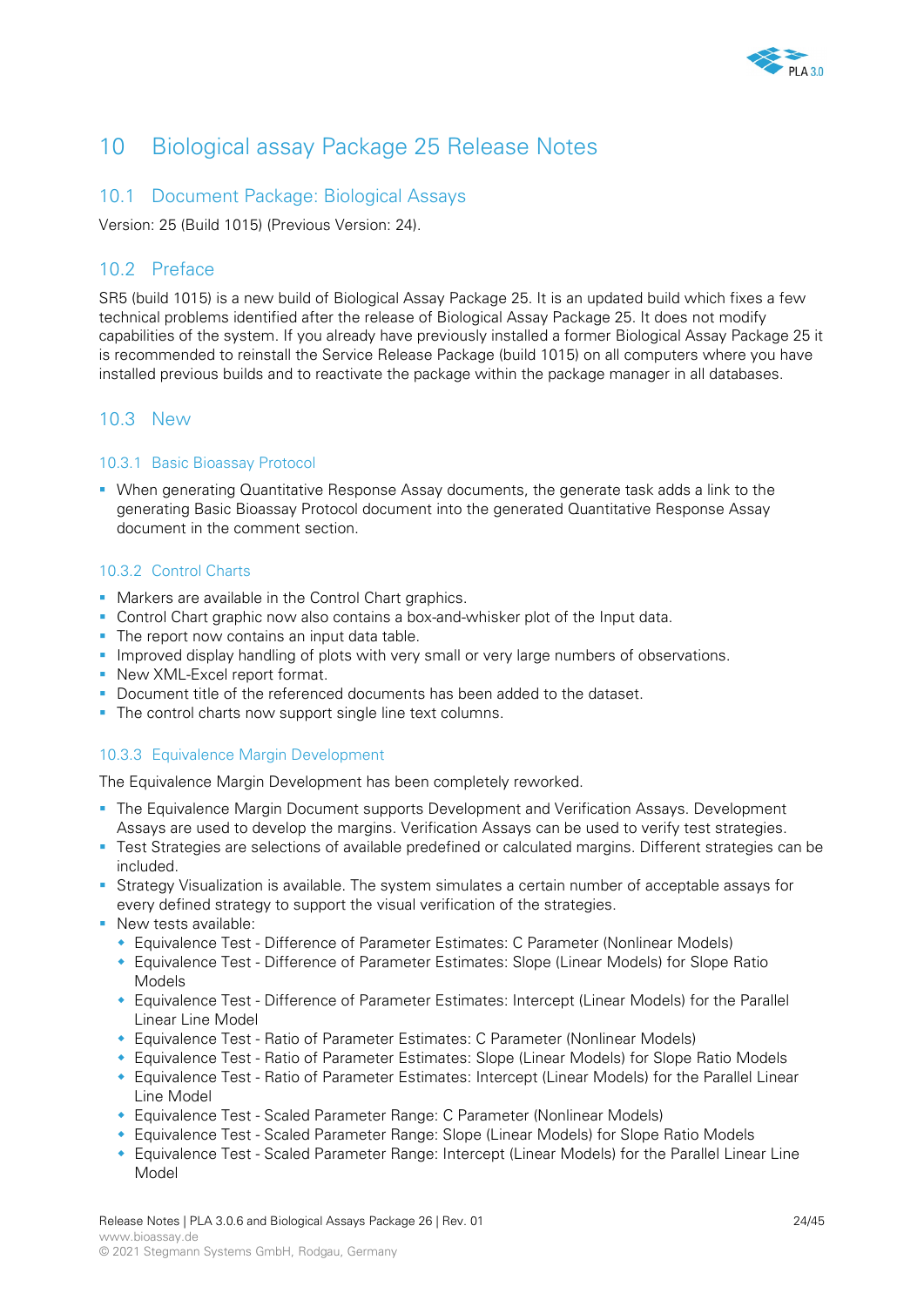# 10 Biological assay Package 25 Release Notes

## 10.1 Document Package: Biological Assays

Version: 25 (Build 1015) (Previous Version: 24).

## 10.2 Preface

SR5 (build 1015) is a new build of Biological Assay Package 25. It is an updated build which fixes a few technical problems identified after the release of Biological Assay Package 25. It does not modify capabilities of the system. If you already have previously installed a former Biological Assay Package 25 it is recommended to reinstall the Service Release Package (build 1015) on all computers where you have installed previous builds and to reactivate the package within the package manager in all databases.

## 10.3 New

### 10.3.1 Basic Bioassay Protocol

- When generating Quantitative Response Assay documents, the generate task adds a link to the generating Basic Bioassay Protocol document into the generated Quantitative Response Assay document in the comment section.

### 10.3.2 Control Charts

- Markers are available in the Control Chart graphics.
- Control Chart graphic now also contains a box-and-whisker plot of the Input data.
- The report now contains an input data table.
- Improved display handling of plots with very small or very large numbers of observations.
- New XML-Excel report format.
- Document title of the referenced documents has been added to the dataset.
- The control charts now support single line text columns.

### 10.3.3 Equivalence Margin Development

The Equivalence Margin Development has been completely reworked.

- The Equivalence Margin Document supports Development and Verification Assays. Development Assays are used to develop the margins. Verification Assays can be used to verify test strategies.
- Test Strategies are selections of available predefined or calculated margins. Different strategies can be included.
- Strategy Visualization is available. The system simulates a certain number of acceptable assays for every defined strategy to support the visual verification of the strategies.
- New tests available:
  - Equivalence Test - Difference of Parameter Estimates: C Parameter (Nonlinear Models)
  - Equivalence Test - Difference of Parameter Estimates: Slope (Linear Models) for Slope Ratio Models
  - Equivalence Test - Difference of Parameter Estimates: Intercept (Linear Models) for the Parallel Linear Line Model
  - Equivalence Test - Ratio of Parameter Estimates: C Parameter (Nonlinear Models)
  - Equivalence Test - Ratio of Parameter Estimates: Slope (Linear Models) for Slope Ratio Models
  - Equivalence Test - Ratio of Parameter Estimates: Intercept (Linear Models) for the Parallel Linear Line Model
  - Equivalence Test - Scaled Parameter Range: C Parameter (Nonlinear Models)
  - Equivalence Test - Scaled Parameter Range: Slope (Linear Models) for Slope Ratio Models
  - Equivalence Test - Scaled Parameter Range: Intercept (Linear Models) for the Parallel Linear Line Model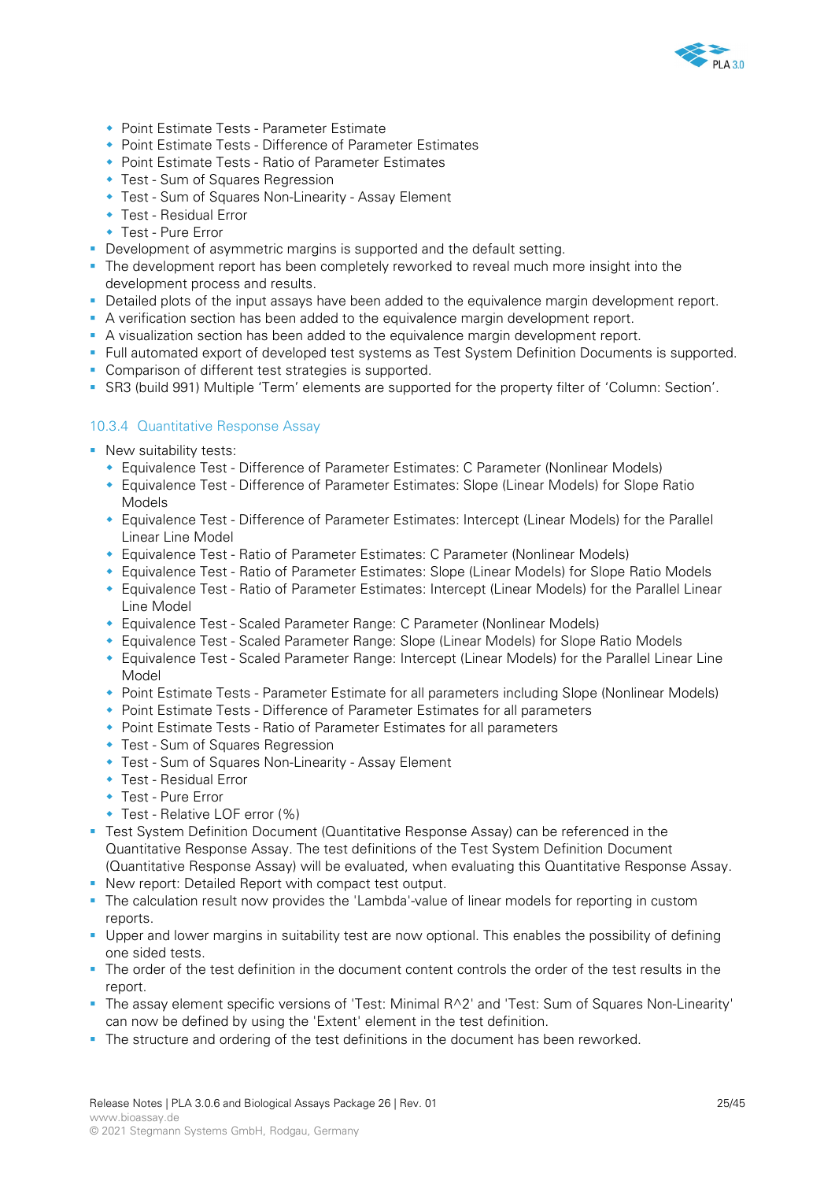- Point Estimate Tests - Parameter Estimate
  - Point Estimate Tests - Difference of Parameter Estimates
  - Point Estimate Tests - Ratio of Parameter Estimates
  - Test - Sum of Squares Regression
  - Test - Sum of Squares Non-Linearity - Assay Element
  - Test - Residual Error
  - Test - Pure Error
- Development of asymmetric margins is supported and the default setting.
- The development report has been completely reworked to reveal much more insight into the development process and results.
- Detailed plots of the input assays have been added to the equivalence margin development report.
- A verification section has been added to the equivalence margin development report.
- A visualization section has been added to the equivalence margin development report.
- Full automated export of developed test systems as Test System Definition Documents is supported.
- Comparison of different test strategies is supported.
- SR3 (build 991) Multiple 'Term' elements are supported for the property filter of 'Column: Section'.

### 10.3.4 Quantitative Response Assay

- New suitability tests:
  - Equivalence Test - Difference of Parameter Estimates: C Parameter (Nonlinear Models)
  - Equivalence Test - Difference of Parameter Estimates: Slope (Linear Models) for Slope Ratio Models
  - Equivalence Test - Difference of Parameter Estimates: Intercept (Linear Models) for the Parallel Linear Line Model
  - Equivalence Test - Ratio of Parameter Estimates: C Parameter (Nonlinear Models)
  - Equivalence Test - Ratio of Parameter Estimates: Slope (Linear Models) for Slope Ratio Models
  - Equivalence Test - Ratio of Parameter Estimates: Intercept (Linear Models) for the Parallel Linear Line Model
  - Equivalence Test - Scaled Parameter Range: C Parameter (Nonlinear Models)
  - Equivalence Test - Scaled Parameter Range: Slope (Linear Models) for Slope Ratio Models
  - Equivalence Test - Scaled Parameter Range: Intercept (Linear Models) for the Parallel Linear Line Model
  - Point Estimate Tests - Parameter Estimate for all parameters including Slope (Nonlinear Models)
  - Point Estimate Tests - Difference of Parameter Estimates for all parameters
  - Point Estimate Tests - Ratio of Parameter Estimates for all parameters
  - Test - Sum of Squares Regression
  - Test - Sum of Squares Non-Linearity - Assay Element
  - Test - Residual Error
  - Test - Pure Error
  - Test - Relative LOF error (%)
- Test System Definition Document (Quantitative Response Assay) can be referenced in the Quantitative Response Assay. The test definitions of the Test System Definition Document (Quantitative Response Assay) will be evaluated, when evaluating this Quantitative Response Assay.
- New report: Detailed Report with compact test output.
- The calculation result now provides the 'Lambda'-value of linear models for reporting in custom reports.
- Upper and lower margins in suitability test are now optional. This enables the possibility of defining one sided tests.
- The order of the test definition in the document content controls the order of the test results in the report.
- The assay element specific versions of 'Test: Minimal R^2' and 'Test: Sum of Squares Non-Linearity' can now be defined by using the 'Extent' element in the test definition.
- The structure and ordering of the test definitions in the document has been reworked.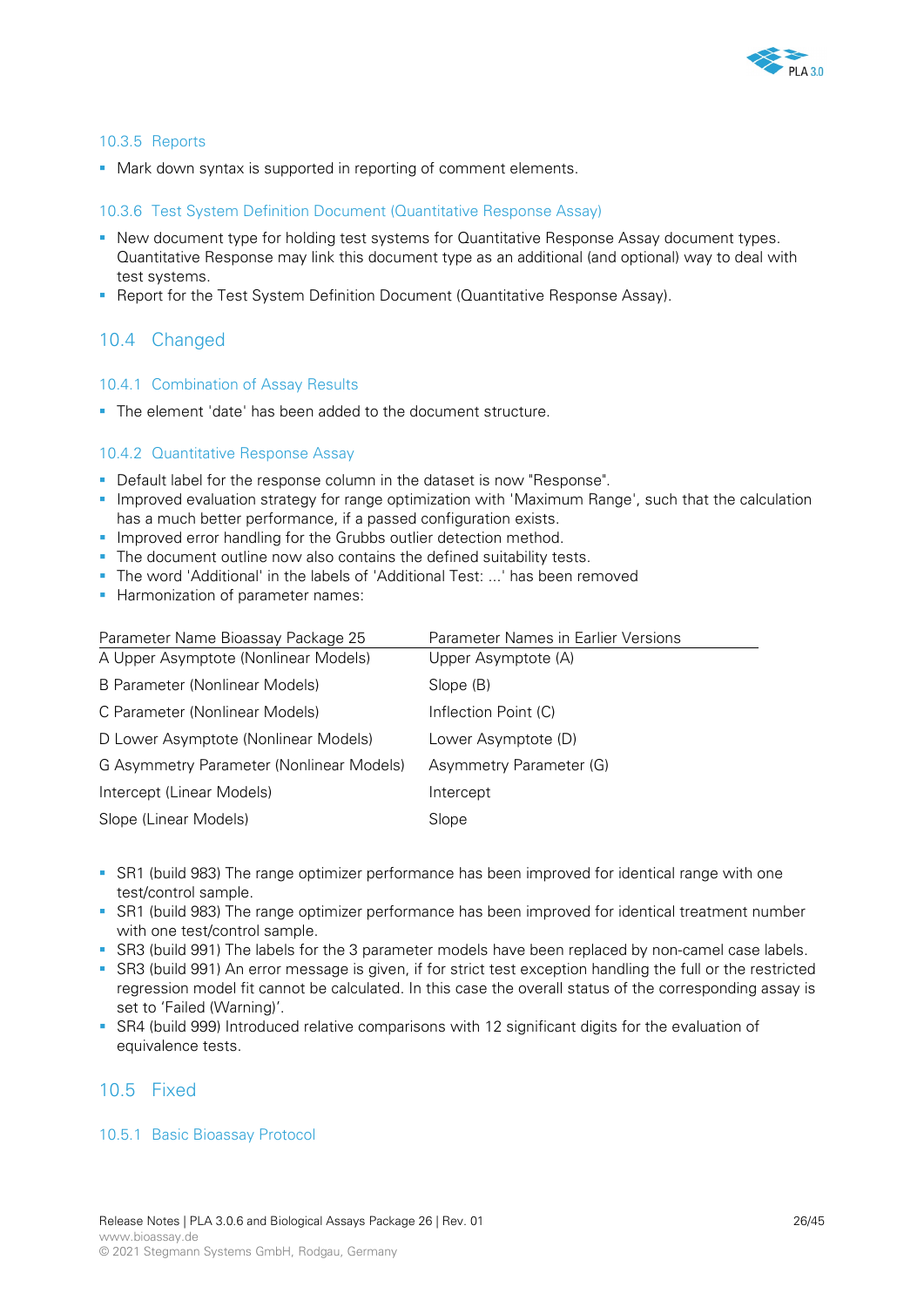### 10.3.5 Reports

- Mark down syntax is supported in reporting of comment elements.

### 10.3.6 Test System Definition Document (Quantitative Response Assay)

- New document type for holding test systems for Quantitative Response Assay document types. Quantitative Response may link this document type as an additional (and optional) way to deal with test systems.
- Report for the Test System Definition Document (Quantitative Response Assay).

## 10.4 Changed

### 10.4.1 Combination of Assay Results

- The element 'date' has been added to the document structure.

### 10.4.2 Quantitative Response Assay

- Default label for the response column in the dataset is now "Response".
- Improved evaluation strategy for range optimization with 'Maximum Range', such that the calculation has a much better performance, if a passed configuration exists.
- Improved error handling for the Grubbs outlier detection method.
- The document outline now also contains the defined suitability tests.
- The word 'Additional' in the labels of 'Additional Test: ...' has been removed
- Harmonization of parameter names:

| Parameter Name Bioassay Package 25 | Parameter Names in Earlier Versions |
|---|---|
| A Upper Asymptote (Nonlinear Models) | Upper Asymptote (A) |
| B Parameter (Nonlinear Models) | Slope (B) |
| C Parameter (Nonlinear Models) | Inflection Point (C) |
| D Lower Asymptote (Nonlinear Models) | Lower Asymptote (D) |
| G Asymmetry Parameter (Nonlinear Models) | Asymmetry Parameter (G) |
| Intercept (Linear Models) | Intercept |
| Slope (Linear Models) | Slope |

- SR1 (build 983) The range optimizer performance has been improved for identical range with one test/control sample.
- SR1 (build 983) The range optimizer performance has been improved for identical treatment number with one test/control sample.
- SR3 (build 991) The labels for the 3 parameter models have been replaced by non-camel case labels.
- SR3 (build 991) An error message is given, if for strict test exception handling the full or the restricted regression model fit cannot be calculated. In this case the overall status of the corresponding assay is set to 'Failed (Warning)'.
- SR4 (build 999) Introduced relative comparisons with 12 significant digits for the evaluation of equivalence tests.

## 10.5 Fixed

### 10.5.1 Basic Bioassay Protocol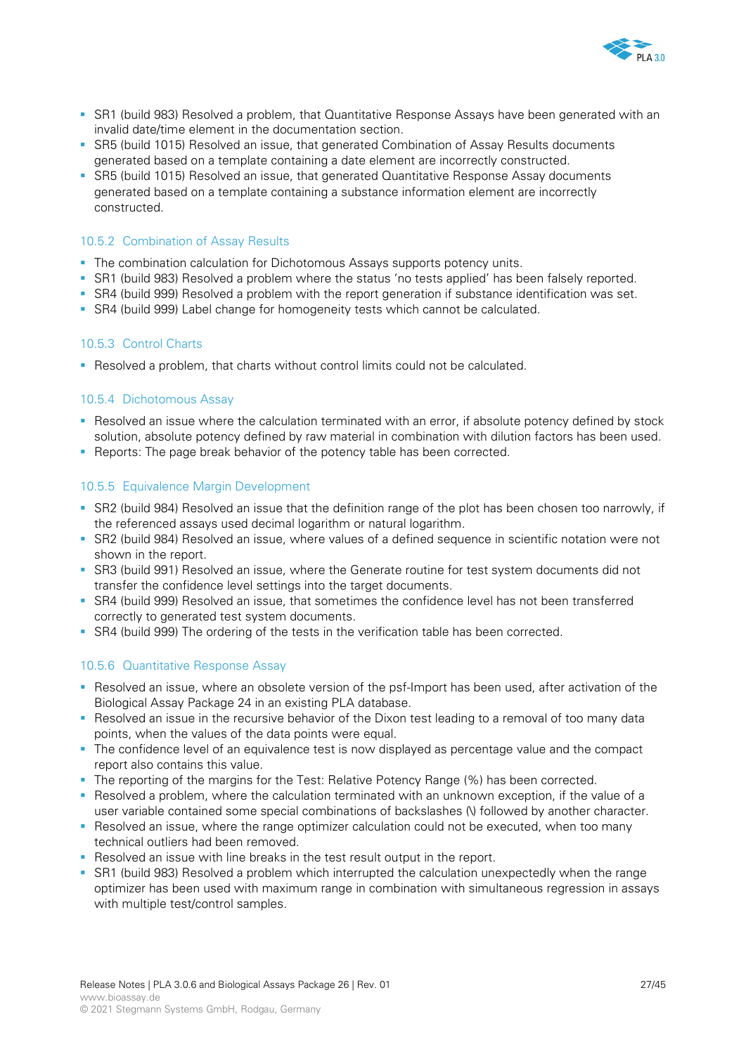- SR1 (build 983) Resolved a problem, that Quantitative Response Assays have been generated with an invalid date/time element in the documentation section.
- SR5 (build 1015) Resolved an issue, that generated Combination of Assay Results documents generated based on a template containing a date element are incorrectly constructed.
- SR5 (build 1015) Resolved an issue, that generated Quantitative Response Assay documents generated based on a template containing a substance information element are incorrectly constructed.

### 10.5.2 Combination of Assay Results

- The combination calculation for Dichotomous Assays supports potency units.
- SR1 (build 983) Resolved a problem where the status 'no tests applied' has been falsely reported.
- SR4 (build 999) Resolved a problem with the report generation if substance identification was set.
- SR4 (build 999) Label change for homogeneity tests which cannot be calculated.

### 10.5.3 Control Charts

- Resolved a problem, that charts without control limits could not be calculated.

### 10.5.4 Dichotomous Assay

- Resolved an issue where the calculation terminated with an error, if absolute potency defined by stock solution, absolute potency defined by raw material in combination with dilution factors has been used.
- Reports: The page break behavior of the potency table has been corrected.

### 10.5.5 Equivalence Margin Development

- SR2 (build 984) Resolved an issue that the definition range of the plot has been chosen too narrowly, if the referenced assays used decimal logarithm or natural logarithm.
- SR2 (build 984) Resolved an issue, where values of a defined sequence in scientific notation were not shown in the report.
- SR3 (build 991) Resolved an issue, where the Generate routine for test system documents did not transfer the confidence level settings into the target documents.
- SR4 (build 999) Resolved an issue, that sometimes the confidence level has not been transferred correctly to generated test system documents.
- SR4 (build 999) The ordering of the tests in the verification table has been corrected.

### 10.5.6 Quantitative Response Assay

- Resolved an issue, where an obsolete version of the psf-Import has been used, after activation of the Biological Assay Package 24 in an existing PLA database.
- Resolved an issue in the recursive behavior of the Dixon test leading to a removal of too many data points, when the values of the data points were equal.
- The confidence level of an equivalence test is now displayed as percentage value and the compact report also contains this value.
- The reporting of the margins for the Test: Relative Potency Range (%) has been corrected.
- Resolved a problem, where the calculation terminated with an unknown exception, if the value of a user variable contained some special combinations of backslashes (\) followed by another character.
- Resolved an issue, where the range optimizer calculation could not be executed, when too many technical outliers had been removed.
- Resolved an issue with line breaks in the test result output in the report.
- SR1 (build 983) Resolved a problem which interrupted the calculation unexpectedly when the range optimizer has been used with maximum range in combination with simultaneous regression in assays with multiple test/control samples.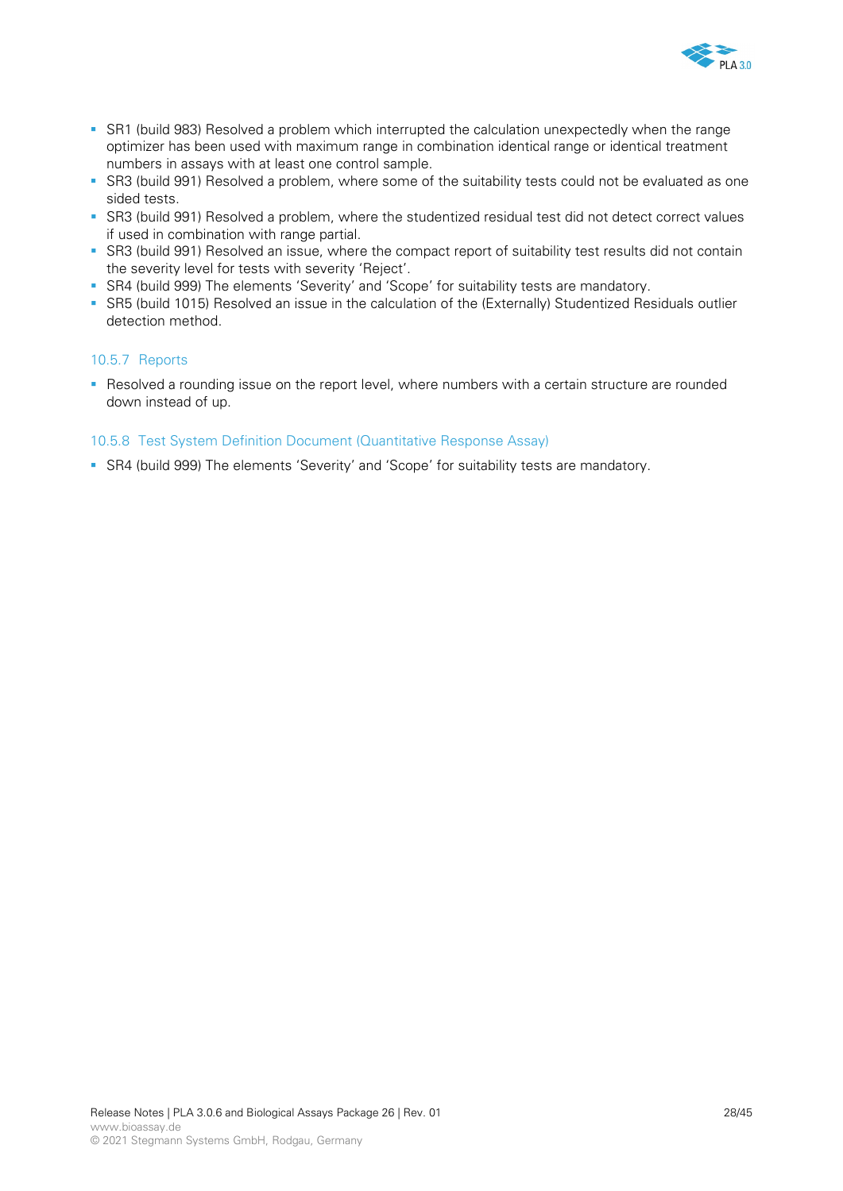- SR1 (build 983) Resolved a problem which interrupted the calculation unexpectedly when the range optimizer has been used with maximum range in combination identical range or identical treatment numbers in assays with at least one control sample.
- SR3 (build 991) Resolved a problem, where some of the suitability tests could not be evaluated as one sided tests.
- SR3 (build 991) Resolved a problem, where the studentized residual test did not detect correct values if used in combination with range partial.
- SR3 (build 991) Resolved an issue, where the compact report of suitability test results did not contain the severity level for tests with severity 'Reject'.
- SR4 (build 999) The elements 'Severity' and 'Scope' for suitability tests are mandatory.
- SR5 (build 1015) Resolved an issue in the calculation of the (Externally) Studentized Residuals outlier detection method.

### 10.5.7 Reports

- Resolved a rounding issue on the report level, where numbers with a certain structure are rounded down instead of up.

### 10.5.8 Test System Definition Document (Quantitative Response Assay)

- SR4 (build 999) The elements 'Severity' and 'Scope' for suitability tests are mandatory.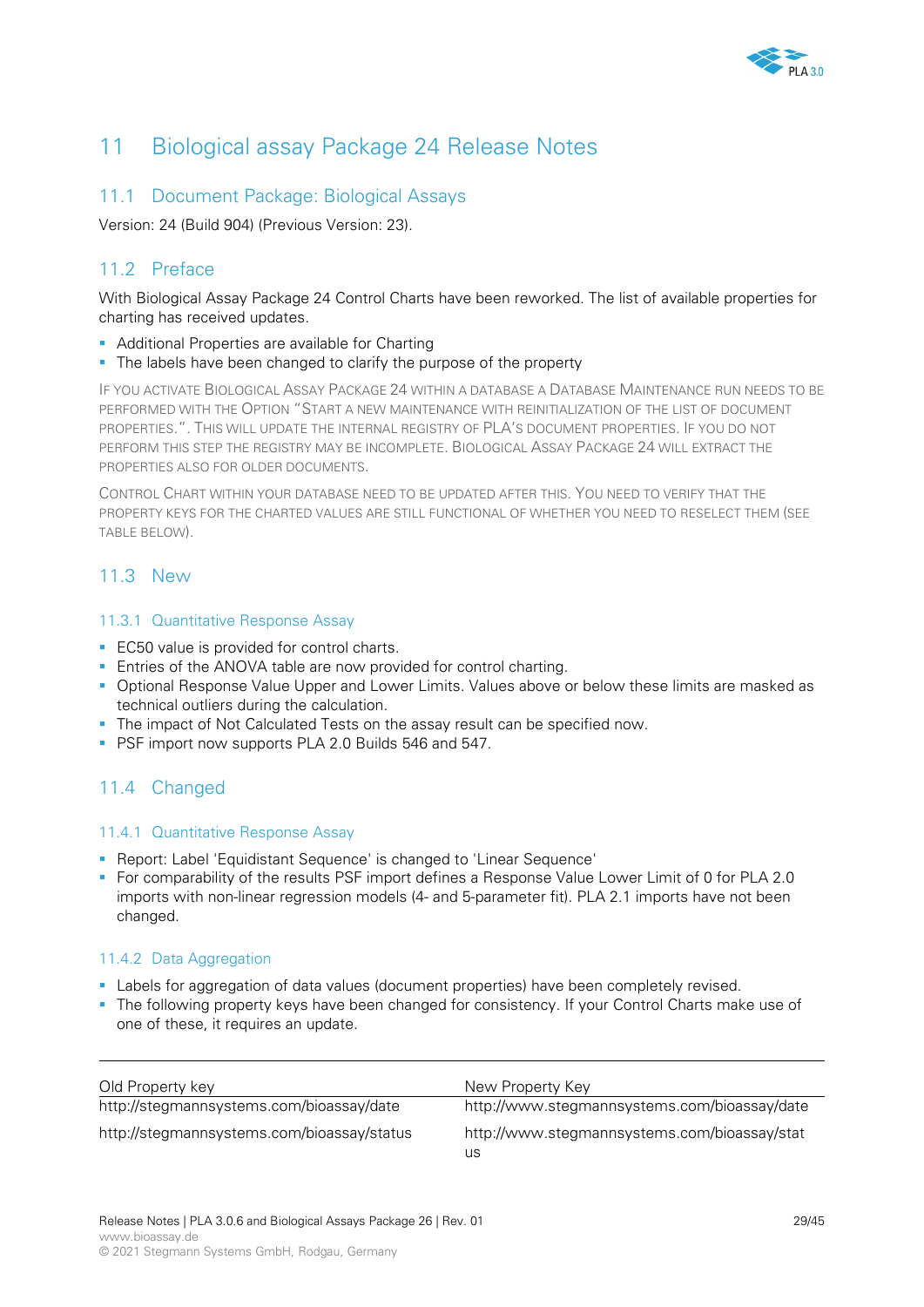# 11 Biological assay Package 24 Release Notes

## 11.1 Document Package: Biological Assays

Version: 24 (Build 904) (Previous Version: 23).

## 11.2 Preface

With Biological Assay Package 24 Control Charts have been reworked. The list of available properties for charting has received updates.

- Additional Properties are available for Charting
- The labels have been changed to clarify the purpose of the property

If you activate Biological Assay Package 24 within a database a Database Maintenance run needs to be performed with the Option "Start a new maintenance with reinitialization of the list of document properties.". This will update the internal registry of PLA's document properties. If you do not perform this step the registry may be incomplete. Biological Assay Package 24 will extract the properties also for older documents.

Control Chart within your database need to be updated after this. You need to verify that the property keys for the charted values are still functional of whether you need to reselect them (see table below).

## 11.3 New

### 11.3.1 Quantitative Response Assay

- EC50 value is provided for control charts.
- Entries of the ANOVA table are now provided for control charting.
- Optional Response Value Upper and Lower Limits. Values above or below these limits are masked as technical outliers during the calculation.
- The impact of Not Calculated Tests on the assay result can be specified now.
- PSF import now supports PLA 2.0 Builds 546 and 547.

## 11.4 Changed

### 11.4.1 Quantitative Response Assay

- Report: Label 'Equidistant Sequence' is changed to 'Linear Sequence'
- For comparability of the results PSF import defines a Response Value Lower Limit of 0 for PLA 2.0 imports with non-linear regression models (4- and 5-parameter fit). PLA 2.1 imports have not been changed.

### 11.4.2 Data Aggregation

- Labels for aggregation of data values (document properties) have been completely revised.
- The following property keys have been changed for consistency. If your Control Charts make use of one of these, it requires an update.

| Old Property key | New Property Key |
|---|---|
| http://stegmannsystems.com/bioassay/date | http://www.stegmannsystems.com/bioassay/date |
| http://stegmannsystems.com/bioassay/status | http://www.stegmannsystems.com/bioassay/status |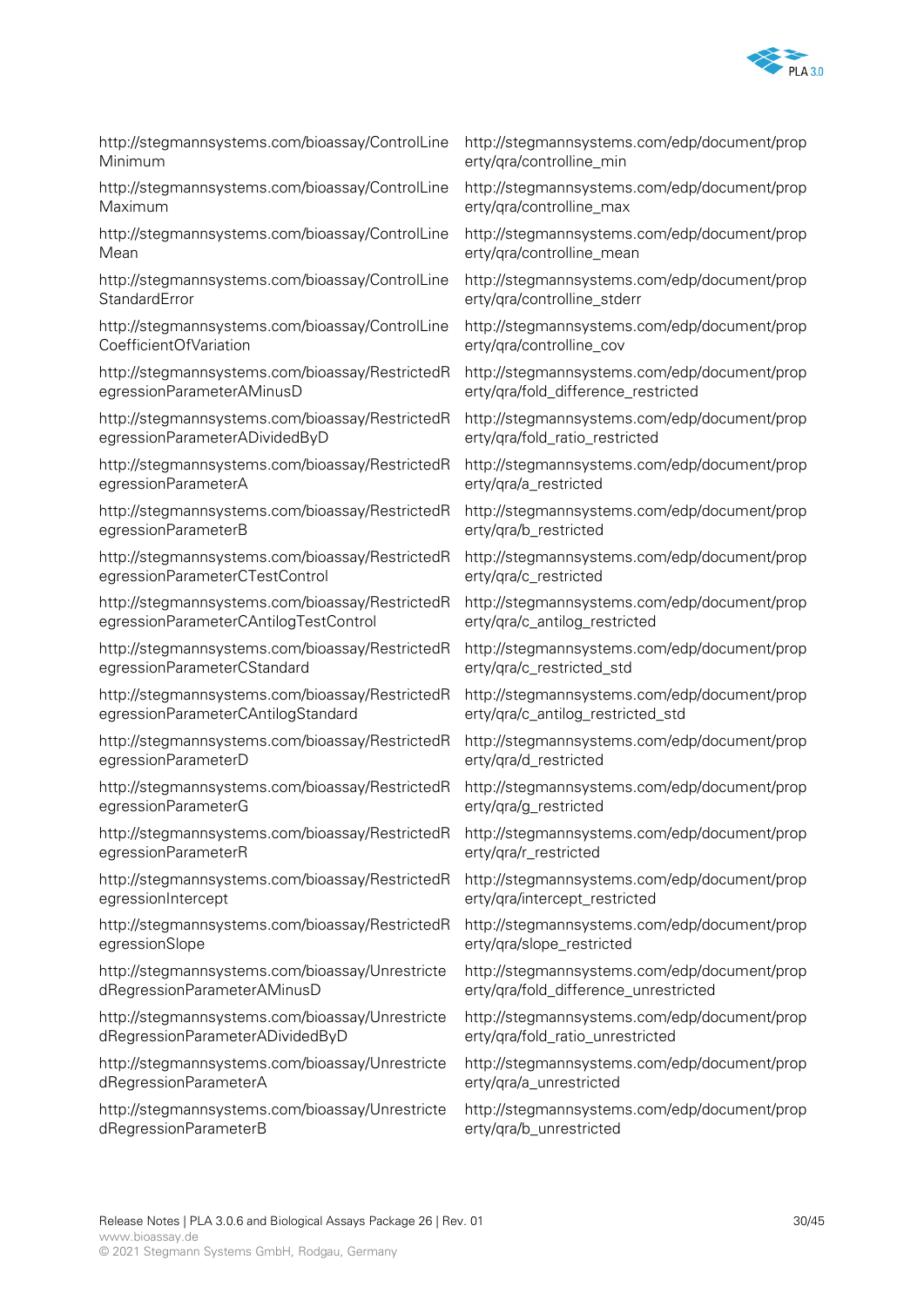| | |
|---|---|
| http://stegmannsystems.com/bioassay/ControlLineMinimum | http://stegmannsystems.com/edp/document/property/qra/controlline_min |
| http://stegmannsystems.com/bioassay/ControlLineMaximum | http://stegmannsystems.com/edp/document/property/qra/controlline_max |
| http://stegmannsystems.com/bioassay/ControlLineMean | http://stegmannsystems.com/edp/document/property/qra/controlline_mean |
| http://stegmannsystems.com/bioassay/ControlLineStandardError | http://stegmannsystems.com/edp/document/property/qra/controlline_stderr |
| http://stegmannsystems.com/bioassay/ControlLineCoefficientOfVariation | http://stegmannsystems.com/edp/document/property/qra/controlline_cov |
| http://stegmannsystems.com/bioassay/RestrictedRegressionParameterAMinusD | http://stegmannsystems.com/edp/document/property/qra/fold_difference_restricted |
| http://stegmannsystems.com/bioassay/RestrictedRegressionParameterADividedByD | http://stegmannsystems.com/edp/document/property/qra/fold_ratio_restricted |
| http://stegmannsystems.com/bioassay/RestrictedRegressionParameterA | http://stegmannsystems.com/edp/document/property/qra/a_restricted |
| http://stegmannsystems.com/bioassay/RestrictedRegressionParameterB | http://stegmannsystems.com/edp/document/property/qra/b_restricted |
| http://stegmannsystems.com/bioassay/RestrictedRegressionParameterCTestControl | http://stegmannsystems.com/edp/document/property/qra/c_restricted |
| http://stegmannsystems.com/bioassay/RestrictedRegressionParameterCAntilogTestControl | http://stegmannsystems.com/edp/document/property/qra/c_antilog_restricted |
| http://stegmannsystems.com/bioassay/RestrictedRegressionParameterCStandard | http://stegmannsystems.com/edp/document/property/qra/c_restricted_std |
| http://stegmannsystems.com/bioassay/RestrictedRegressionParameterCAntilogStandard | http://stegmannsystems.com/edp/document/property/qra/c_antilog_restricted_std |
| http://stegmannsystems.com/bioassay/RestrictedRegressionParameterD | http://stegmannsystems.com/edp/document/property/qra/d_restricted |
| http://stegmannsystems.com/bioassay/RestrictedRegressionParameterG | http://stegmannsystems.com/edp/document/property/qra/g_restricted |
| http://stegmannsystems.com/bioassay/RestrictedRegressionParameterR | http://stegmannsystems.com/edp/document/property/qra/r_restricted |
| http://stegmannsystems.com/bioassay/RestrictedRegressionIntercept | http://stegmannsystems.com/edp/document/property/qra/intercept_restricted |
| http://stegmannsystems.com/bioassay/RestrictedRegressionSlope | http://stegmannsystems.com/edp/document/property/qra/slope_restricted |
| http://stegmannsystems.com/bioassay/UnrestrictedRegressionParameterAMinusD | http://stegmannsystems.com/edp/document/property/qra/fold_difference_unrestricted |
| http://stegmannsystems.com/bioassay/UnrestrictedRegressionParameterADividedByD | http://stegmannsystems.com/edp/document/property/qra/fold_ratio_unrestricted |
| http://stegmannsystems.com/bioassay/UnrestrictedRegressionParameterA | http://stegmannsystems.com/edp/document/property/qra/a_unrestricted |
| http://stegmannsystems.com/bioassay/UnrestrictedRegressionParameterB | http://stegmannsystems.com/edp/document/property/qra/b_unrestricted |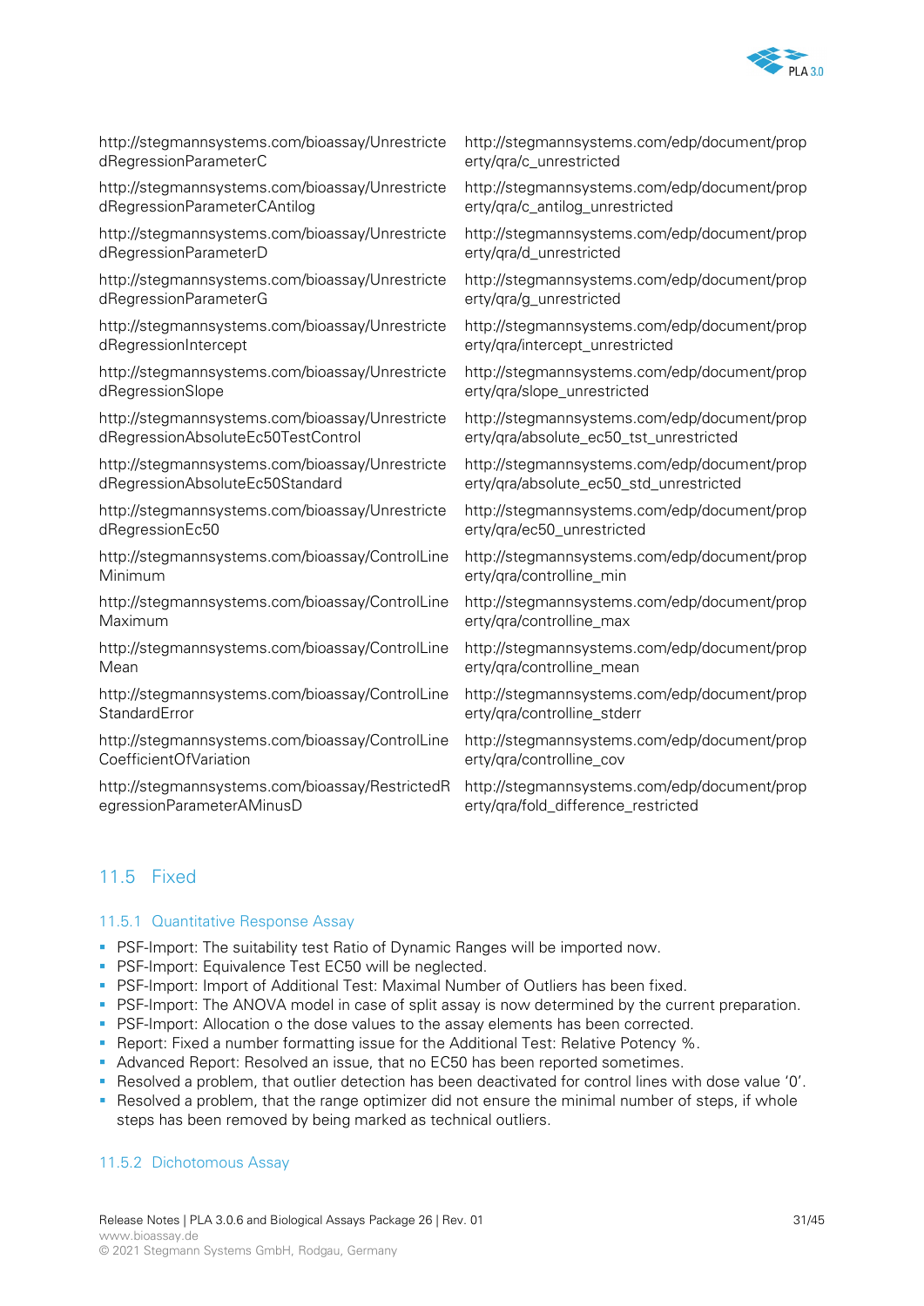| | |
|---|---|
| http://stegmannsystems.com/bioassay/UnrestrictedRegressionParameterC | http://stegmannsystems.com/edp/document/property/qra/c_unrestricted |
| http://stegmannsystems.com/bioassay/UnrestrictedRegressionParameterCAntilog | http://stegmannsystems.com/edp/document/property/qra/c_antilog_unrestricted |
| http://stegmannsystems.com/bioassay/UnrestrictedRegressionParameterD | http://stegmannsystems.com/edp/document/property/qra/d_unrestricted |
| http://stegmannsystems.com/bioassay/UnrestrictedRegressionParameterG | http://stegmannsystems.com/edp/document/property/qra/g_unrestricted |
| http://stegmannsystems.com/bioassay/UnrestrictedRegressionIntercept | http://stegmannsystems.com/edp/document/property/qra/intercept_unrestricted |
| http://stegmannsystems.com/bioassay/UnrestrictedRegressionSlope | http://stegmannsystems.com/edp/document/property/qra/slope_unrestricted |
| http://stegmannsystems.com/bioassay/UnrestrictedRegressionAbsoluteEc50TestControl | http://stegmannsystems.com/edp/document/property/qra/absolute_ec50_tst_unrestricted |
| http://stegmannsystems.com/bioassay/UnrestrictedRegressionAbsoluteEc50Standard | http://stegmannsystems.com/edp/document/property/qra/absolute_ec50_std_unrestricted |
| http://stegmannsystems.com/bioassay/UnrestrictedRegressionEc50 | http://stegmannsystems.com/edp/document/property/qra/ec50_unrestricted |
| http://stegmannsystems.com/bioassay/ControlLineMinimum | http://stegmannsystems.com/edp/document/property/qra/controlline_min |
| http://stegmannsystems.com/bioassay/ControlLineMaximum | http://stegmannsystems.com/edp/document/property/qra/controlline_max |
| http://stegmannsystems.com/bioassay/ControlLineMean | http://stegmannsystems.com/edp/document/property/qra/controlline_mean |
| http://stegmannsystems.com/bioassay/ControlLineStandardError | http://stegmannsystems.com/edp/document/property/qra/controlline_stderr |
| http://stegmannsystems.com/bioassay/ControlLineCoefficientOfVariation | http://stegmannsystems.com/edp/document/property/qra/controlline_cov |
| http://stegmannsystems.com/bioassay/RestrictedRegressionParameterAMinusD | http://stegmannsystems.com/edp/document/property/qra/fold_difference_restricted |

## 11.5 Fixed

### 11.5.1 Quantitative Response Assay

- PSF-Import: The suitability test Ratio of Dynamic Ranges will be imported now.
- PSF-Import: Equivalence Test EC50 will be neglected.
- PSF-Import: Import of Additional Test: Maximal Number of Outliers has been fixed.
- PSF-Import: The ANOVA model in case of split assay is now determined by the current preparation.
- PSF-Import: Allocation o the dose values to the assay elements has been corrected.
- Report: Fixed a number formatting issue for the Additional Test: Relative Potency %.
- Advanced Report: Resolved an issue, that no EC50 has been reported sometimes.
- Resolved a problem, that outlier detection has deactivated for control lines with dose value '0'.
- Resolved a problem, that the range optimizer did not ensure the minimal number of steps, if whole steps has been removed by being marked as technical outliers.

### 11.5.2 Dichotomous Assay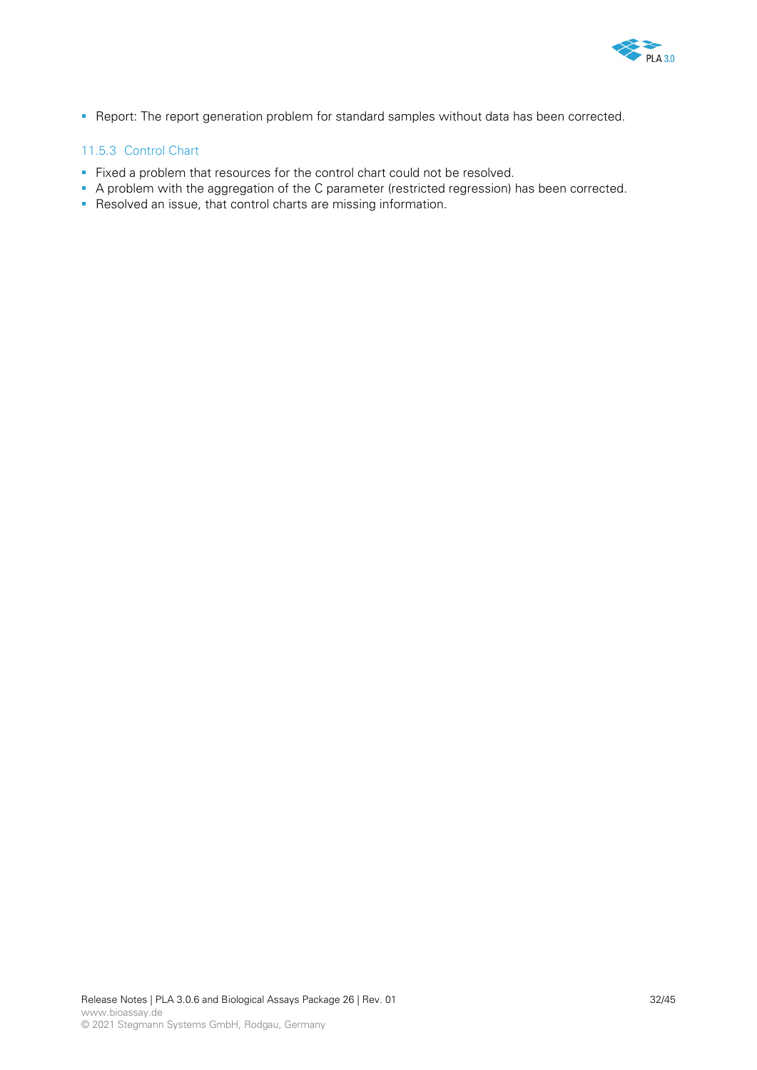- Report: The report generation problem for standard samples without data has been corrected.

### 11.5.3 Control Chart

- Fixed a problem that resources for the control chart could not be resolved.
- A problem with the aggregation of the C parameter (restricted regression) has been corrected.
- Resolved an issue, that control charts are missing information.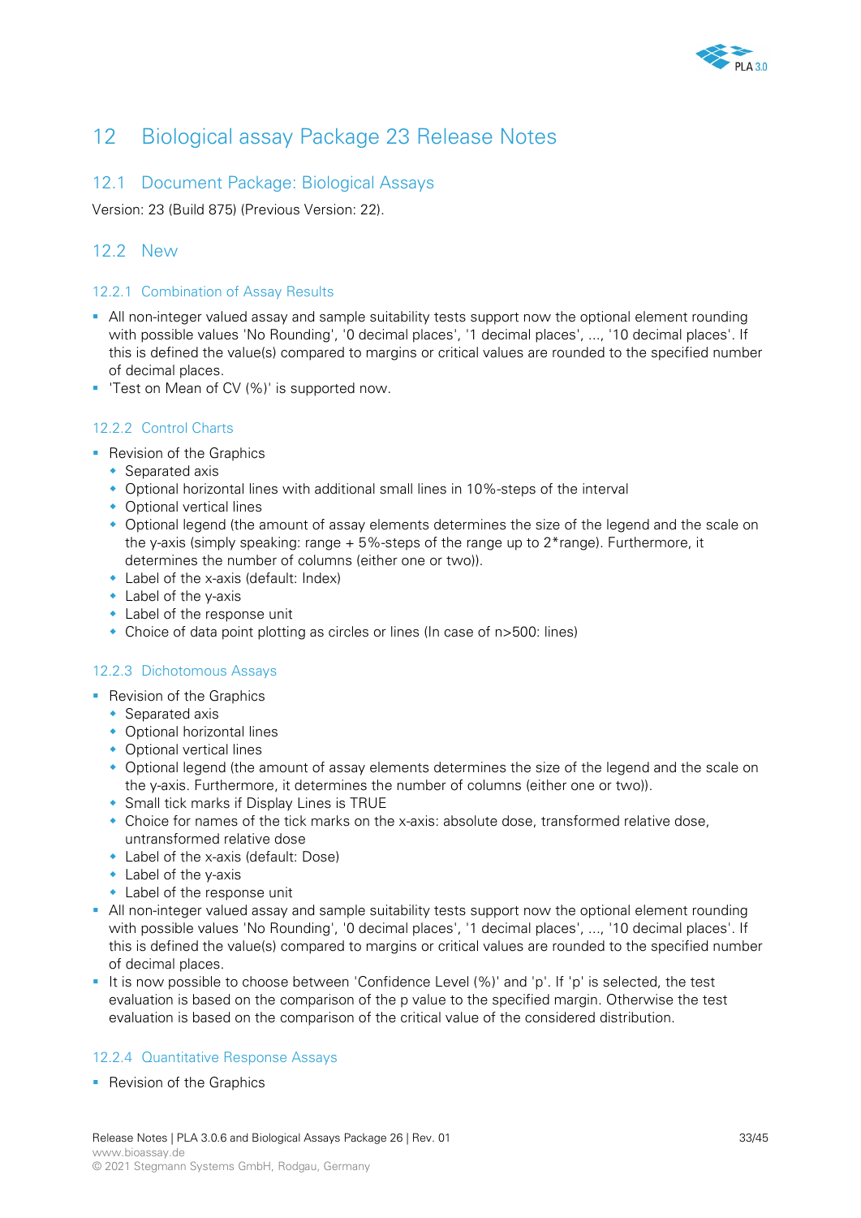# 12 Biological assay Package 23 Release Notes

## 12.1 Document Package: Biological Assays

Version: 23 (Build 875) (Previous Version: 22).

## 12.2 New

### 12.2.1 Combination of Assay Results

- All non-integer valued assay and sample suitability tests support now the optional element rounding with possible values 'No Rounding', '0 decimal places', '1 decimal places', ..., '10 decimal places'. If this is defined the value(s) compared to margins or critical values are rounded to the specified number of decimal places.
- 'Test on Mean of CV (%)' is supported now.

### 12.2.2 Control Charts

- Revision of the Graphics
  - Separated axis
  - Optional horizontal lines with additional small lines in 10%-steps of the interval
  - Optional vertical lines
  - Optional legend (the amount of assay elements determines the size of the legend and the scale on the y-axis (simply speaking: range + 5%-steps of the range up to 2*range). Furthermore, it determines the number of columns (either one or two)).
  - Label of the x-axis (default: Index)
  - Label of the y-axis
  - Label of the response unit
  - Choice of data point plotting as circles or lines (In case of n>500: lines)

### 12.2.3 Dichotomous Assays

- Revision of the Graphics
  - Separated axis
  - Optional horizontal lines
  - Optional vertical lines
  - Optional legend (the amount of assay elements determines the size of the legend and the scale on the y-axis. Furthermore, it determines the number of columns (either one or two)).
  - Small tick marks if Display Lines is TRUE
  - Choice for names of the tick marks on the x-axis: absolute dose, transformed relative dose, untransformed relative dose
  - Label of the x-axis (default: Dose)
  - Label of the y-axis
  - Label of the response unit
- All non-integer valued assay and sample suitability tests support now the optional element rounding with possible values 'No Rounding', '0 decimal places', '1 decimal places', ..., '10 decimal places'. If this is defined the value(s) compared to margins or critical values are rounded to the specified number of decimal places.
- It is now possible to choose between 'Confidence Level (%)' and 'p'. If 'p' is selected, the test evaluation is based on the comparison of the p value to the specified margin. Otherwise the test evaluation is based on the comparison of the critical value of the considered distribution.

### 12.2.4 Quantitative Response Assays

- Revision of the Graphics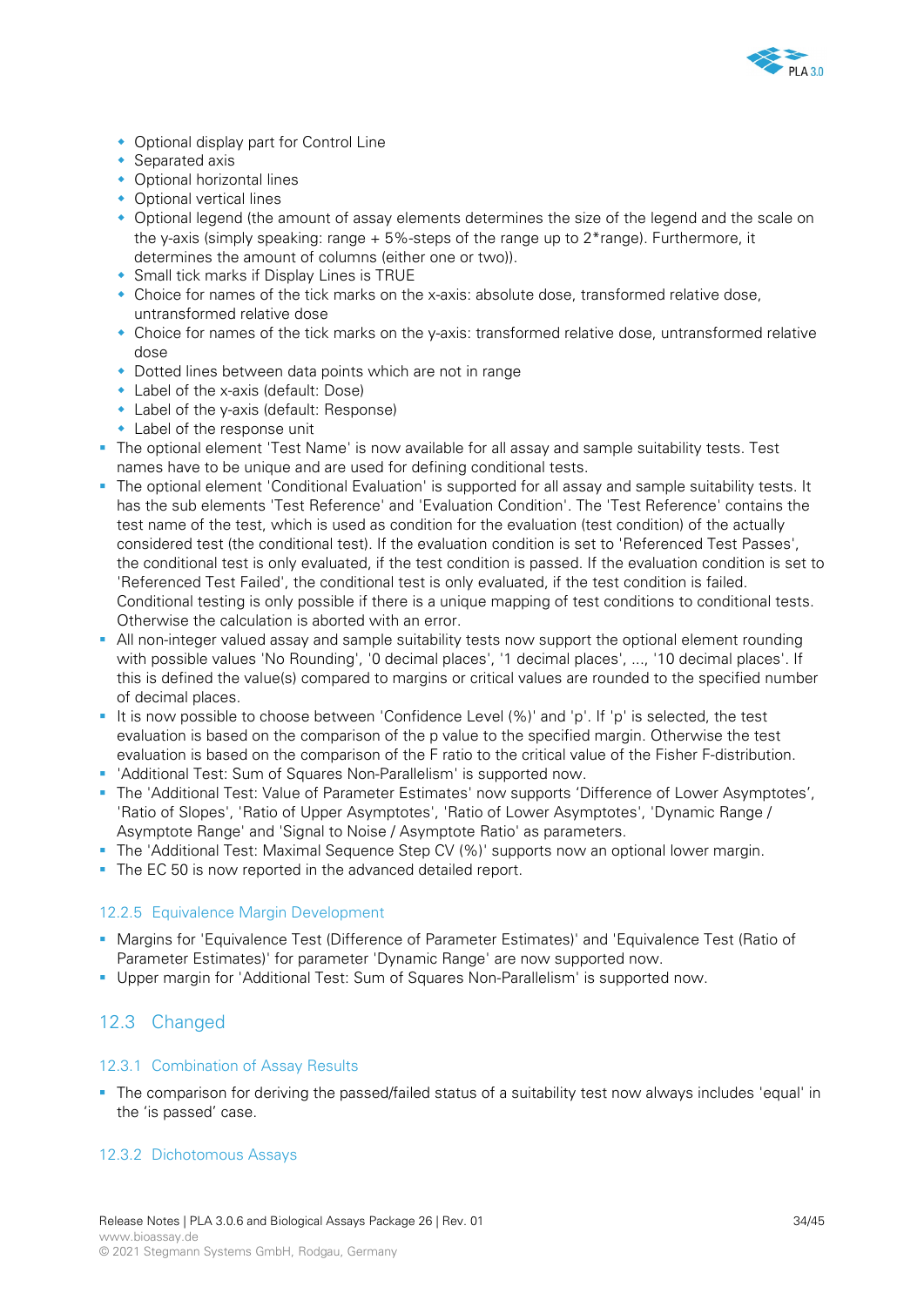- Optional display part for Control Line
    - Separated axis
    - Optional horizontal lines
    - Optional vertical lines
    - Optional legend (the amount of assay elements determines the size of the legend and the scale on the y-axis (simply speaking: range + 5%-steps of the range up to 2*range). Furthermore, it determines the amount of columns (either one or two)).
    - Small tick marks if Display Lines is TRUE
    - Choice for names of the tick marks on the x-axis: absolute dose, transformed relative dose, untransformed relative dose
    - Choice for names of the tick marks on the y-axis: transformed relative dose, untransformed relative dose
    - Dotted lines between data points which are not in range
    - Label of the x-axis (default: Dose)
    - Label of the y-axis (default: Response)
    - Label of the response unit
- The optional element 'Test Name' is now available for all assay and sample suitability tests. Test names have to be unique and are used for defining conditional tests.
- The optional element 'Conditional Evaluation' is supported for all assay and sample suitability tests. It has the sub elements 'Test Reference' and 'Evaluation Condition'. The 'Test Reference' contains the test name of the test, which is used as condition for the evaluation (test condition) of the actually considered test (the conditional test). If the evaluation condition is set to 'Referenced Test Passes', the conditional test is only evaluated, if the test condition is passed. If the evaluation condition is set to 'Referenced Test Failed', the conditional test is only evaluated, if the test condition is failed. Conditional testing is only possible if there is a unique mapping of test conditions to conditional tests. Otherwise the calculation is aborted with an error.
- All non-integer valued assay and sample suitability tests now support the optional element rounding with possible values 'No Rounding', '0 decimal places', '1 decimal places', ..., '10 decimal places'. If this is defined the value(s) compared to margins or critical values are rounded to the specified number of decimal places.
- It is now possible to choose between 'Confidence Level (%)' and 'p'. If 'p' is selected, the test evaluation is based on the comparison of the p value to the specified margin. Otherwise the test evaluation is based on the comparison of the F ratio to the critical value of the Fisher F-distribution.
- 'Additional Test: Sum of Squares Non-Parallelism' is supported now.
- The 'Additional Test: Value of Parameter Estimates' now supports 'Difference of Lower Asymptotes', 'Ratio of Slopes', 'Ratio of Upper Asymptotes', 'Ratio of Lower Asymptotes', 'Dynamic Range / Asymptote Range' and 'Signal to Noise / Asymptote Ratio' as parameters.
- The 'Additional Test: Maximal Sequence Step CV (%)' supports now an optional lower margin.
- The EC 50 is now reported in the advanced detailed report.

### 12.2.5 Equivalence Margin Development

- Margins for 'Equivalence Test (Difference of Parameter Estimates)' and 'Equivalence Test (Ratio of Parameter Estimates)' for parameter 'Dynamic Range' are now supported now.
- Upper margin for 'Additional Test: Sum of Squares Non-Parallelism' is supported now.

## 12.3 Changed

### 12.3.1 Combination of Assay Results

- The comparison for deriving the passed/failed status of a suitability test now always includes 'equal' in the 'is passed' case.

### 12.3.2 Dichotomous Assays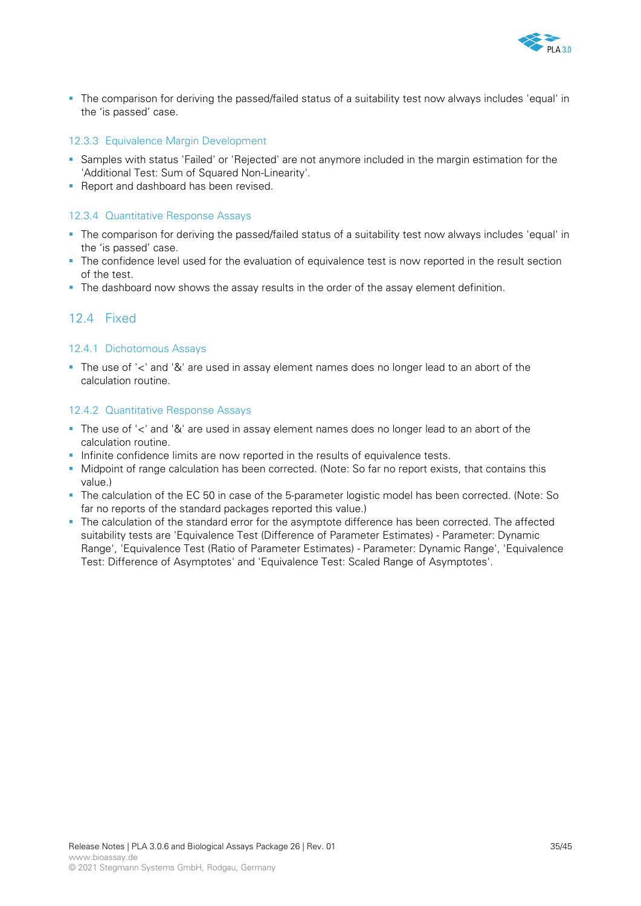- The comparison for deriving the passed/failed status of a suitability test now always includes 'equal' in the 'is passed' case.

### 12.3.3 Equivalence Margin Development

- Samples with status 'Failed' or 'Rejected' are not anymore included in the margin estimation for the 'Additional Test: Sum of Squared Non-Linearity'.
- Report and dashboard has been revised.

### 12.3.4 Quantitative Response Assays

- The comparison for deriving the passed/failed status of a suitability test now always includes 'equal' in the 'is passed' case.
- The confidence level used for the evaluation of equivalence test is now reported in the result section of the test.
- The dashboard now shows the assay results in the order of the assay element definition.

## 12.4 Fixed

### 12.4.1 Dichotomous Assays

- The use of '<' and '&' are used in assay element names does no longer lead to an abort of the calculation routine.

### 12.4.2 Quantitative Response Assays

- The use of '<' and '&' are used in assay element names does no longer lead to an abort of the calculation routine.
- Infinite confidence limits are now reported in the results of equivalence tests.
- Midpoint of range calculation has been corrected. (Note: So far no report exists, that contains this value.)
- The calculation of the EC 50 in case of the 5-parameter logistic model has been corrected. (Note: So far no reports of the standard packages reported this value.)
- The calculation of the standard error for the asymptote difference has been corrected. The affected suitability tests are 'Equivalence Test (Difference of Parameter Estimates) - Parameter: Dynamic Range', 'Equivalence Test (Ratio of Parameter Estimates) - Parameter: Dynamic Range', 'Equivalence Test: Difference of Asymptotes' and 'Equivalence Test: Scaled Range of Asymptotes'.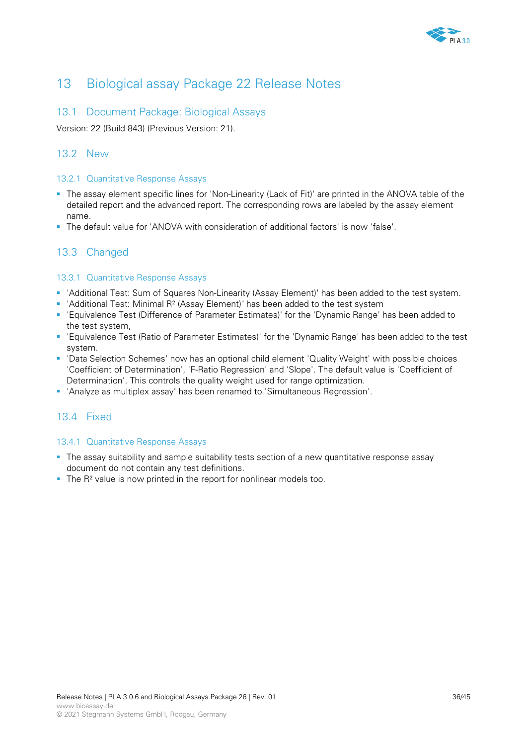# 13 Biological assay Package 22 Release Notes

## 13.1 Document Package: Biological Assays

Version: 22 (Build 843) (Previous Version: 21).

## 13.2 New

### 13.2.1 Quantitative Response Assays

- The assay element specific lines for 'Non-Linearity (Lack of Fit)' are printed in the ANOVA table of the detailed report and the advanced report. The corresponding rows are labeled by the assay element name.
- The default value for 'ANOVA with consideration of additional factors' is now 'false'.

## 13.3 Changed

### 13.3.1 Quantitative Response Assays

- 'Additional Test: Sum of Squares Non-Linearity (Assay Element)' has been added to the test system.
- 'Additional Test: Minimal $R^2$ (Assay Element)" has been added to the test system
- 'Equivalence Test (Difference of Parameter Estimates)' for the 'Dynamic Range' has been added to the test system,
- 'Equivalence Test (Ratio of Parameter Estimates)' for the 'Dynamic Range' has been added to the test system.
- 'Data Selection Schemes' now has an optional child element 'Quality Weight' with possible choices 'Coefficient of Determination', 'F-Ratio Regression' and 'Slope'. The default value is 'Coefficient of Determination'. This controls the quality weight used for range optimization.
- 'Analyze as multiplex assay' has been renamed to 'Simultaneous Regression'.

## 13.4 Fixed

### 13.4.1 Quantitative Response Assays

- The assay suitability and sample suitability tests section of a new quantitative response assay document do not contain any test definitions.
- The $R^2$ value is now printed in the report for nonlinear models too.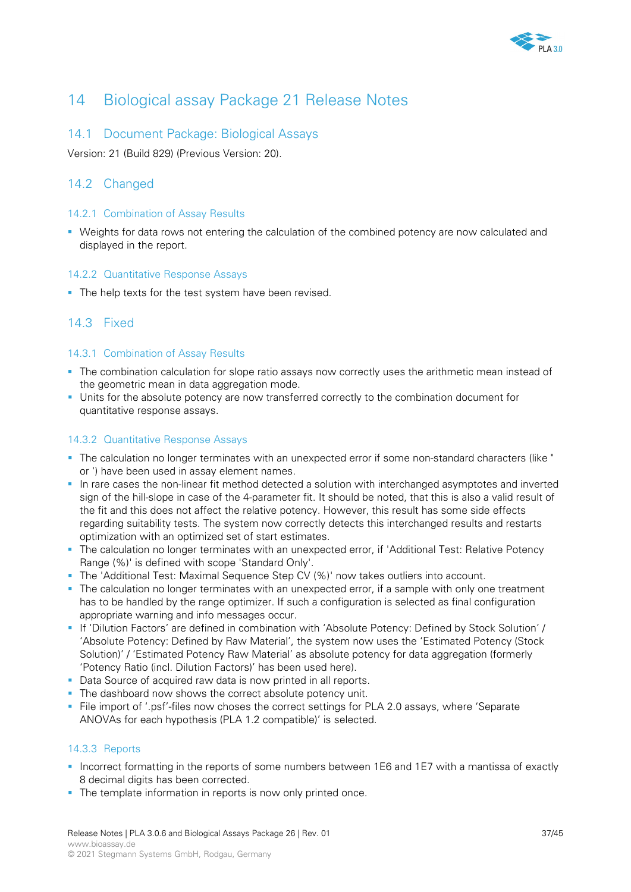# 14 Biological assay Package 21 Release Notes

## 14.1 Document Package: Biological Assays

Version: 21 (Build 829) (Previous Version: 20).

## 14.2 Changed

### 14.2.1 Combination of Assay Results

- Weights for data rows not entering the calculation of the combined potency are now calculated and displayed in the report.

### 14.2.2 Quantitative Response Assays

- The help texts for the test system have been revised.

## 14.3 Fixed

### 14.3.1 Combination of Assay Results

- The combination calculation for slope ratio assays now correctly uses the arithmetic mean instead of the geometric mean in data aggregation mode.
- Units for the absolute potency are now transferred correctly to the combination document for quantitative response assays.

### 14.3.2 Quantitative Response Assays

- The calculation no longer terminates with an unexpected error if some non-standard characters (like " or ') have been used in assay element names.
- In rare cases the non-linear fit method detected a solution with interchanged asymptotes and inverted sign of the hill-slope in case of the 4-parameter fit. It should be noted, that this is also a valid result of the fit and this does not affect the relative potency. However, this result has some side effects regarding suitability tests. The system now correctly detects this interchanged results and restarts optimization with an optimized set of start estimates.
- The calculation no longer terminates with an unexpected error, if 'Additional Test: Relative Potency Range (%)' is defined with scope 'Standard Only'.
- The 'Additional Test: Maximal Sequence Step CV (%)' now takes outliers into account.
- The calculation no longer terminates with an unexpected error, if a sample with only one treatment has to be handled by the range optimizer. If such a configuration is selected as final configuration appropriate warning and info messages occur.
- If 'Dilution Factors' are defined in combination with 'Absolute Potency: Defined by Stock Solution' / 'Absolute Potency: Defined by Raw Material', the system now uses the 'Estimated Potency (Stock Solution)' / 'Estimated Potency Raw Material' as absolute potency for data aggregation (formerly 'Potency Ratio (incl. Dilution Factors)' has been used here).
- Data Source of acquired raw data is now printed in all reports.
- The dashboard now shows the correct absolute potency unit.
- File import of '.psf'-files now choses the correct settings for PLA 2.0 assays, where 'Separate ANOVAs for each hypothesis (PLA 1.2 compatible)' is selected.

### 14.3.3 Reports

- Incorrect formatting in the reports of some numbers between 1E6 and 1E7 with a mantissa of exactly 8 decimal digits has been corrected.
- The template information in reports is now only printed once.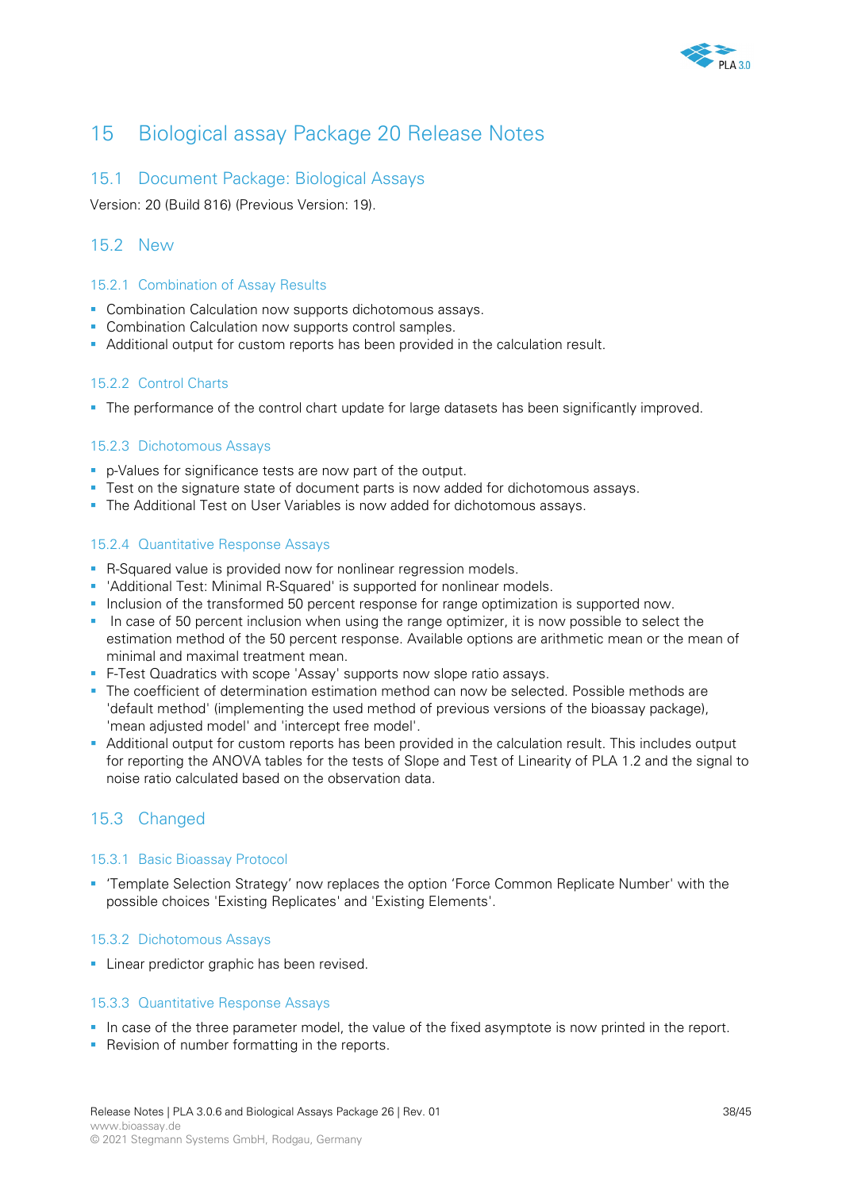# 15 Biological assay Package 20 Release Notes

## 15.1 Document Package: Biological Assays

Version: 20 (Build 816) (Previous Version: 19).

## 15.2 New

### 15.2.1 Combination of Assay Results

- Combination Calculation now supports dichotomous assays.
- Combination Calculation now supports control samples.
- Additional output for custom reports has been provided in the calculation result.

### 15.2.2 Control Charts

- The performance of the control chart update for large datasets has been significantly improved.

### 15.2.3 Dichotomous Assays

- p-Values for significance tests are now part of the output.
- Test on the signature state of document parts is now added for dichotomous assays.
- The Additional Test on User Variables is now added for dichotomous assays.

### 15.2.4 Quantitative Response Assays

- R-Squared value is provided now for nonlinear regression models.
- 'Additional Test: Minimal R-Squared' is supported for nonlinear models.
- Inclusion of the transformed 50 percent response for range optimization is supported now.
- In case of 50 percent inclusion when using the range optimizer, it is now possible to select the estimation method of the 50 percent response. Available options are arithmetic mean or the mean of minimal and maximal treatment mean.
- F-Test Quadratics with scope 'Assay' supports now slope ratio assays.
- The coefficient of determination estimation method can now be selected. Possible methods are 'default method' (implementing the used method of previous versions of the bioassay package), 'mean adjusted model' and 'intercept free model'.
- Additional output for custom reports has been provided in the calculation result. This includes output for reporting the ANOVA tables for the tests of Slope and Test of Linearity of PLA 1.2 and the signal to noise ratio calculated based on the observation data.

## 15.3 Changed

### 15.3.1 Basic Bioassay Protocol

- 'Template Selection Strategy' now replaces the option 'Force Common Replicate Number' with the possible choices 'Existing Replicates' and 'Existing Elements'.

### 15.3.2 Dichotomous Assays

- Linear predictor graphic has been revised.

### 15.3.3 Quantitative Response Assays

- In case of the three parameter model, the value of the fixed asymptote is now printed in the report.
- Revision of number formatting in the reports.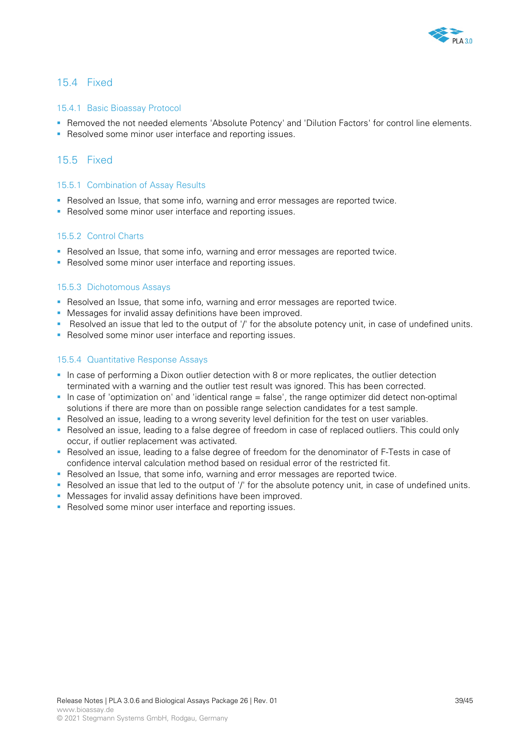## 15.4 Fixed

### 15.4.1 Basic Bioassay Protocol

- Removed the not needed elements 'Absolute Potency' and 'Dilution Factors' for control line elements.
- Resolved some minor user interface and reporting issues.

## 15.5 Fixed

### 15.5.1 Combination of Assay Results

- Resolved an Issue, that some info, warning and error messages are reported twice.
- Resolved some minor user interface and reporting issues.

### 15.5.2 Control Charts

- Resolved an Issue, that some info, warning and error messages are reported twice.
- Resolved some minor user interface and reporting issues.

### 15.5.3 Dichotomous Assays

- Resolved an Issue, that some info, warning and error messages are reported twice.
- Messages for invalid assay definitions have been improved.
- Resolved an issue that led to the output of '/' for the absolute potency unit, in case of undefined units.
- Resolved some minor user interface and reporting issues.

### 15.5.4 Quantitative Response Assays

- In case of performing a Dixon outlier detection with 8 or more replicates, the outlier detection terminated with a warning and the outlier test result was ignored. This has been corrected.
- In case of 'optimization on' and 'identical range = false', the range optimizer did detect non-optimal solutions if there are more than on possible range selection candidates for a test sample.
- Resolved an issue, leading to a wrong severity level definition for the test on user variables.
- Resolved an issue, leading to a false degree of freedom in case of replaced outliers. This could only occur, if outlier replacement was activated.
- Resolved an issue, leading to a false degree of freedom for the denominator of F-Tests in case of confidence interval calculation method based on residual error of the restricted fit.
- Resolved an Issue, that some info, warning and error messages are reported twice.
- Resolved an issue that led to the output of '/' for the absolute potency unit, in case of undefined units.
- Messages for invalid assay definitions have been improved.
- Resolved some minor user interface and reporting issues.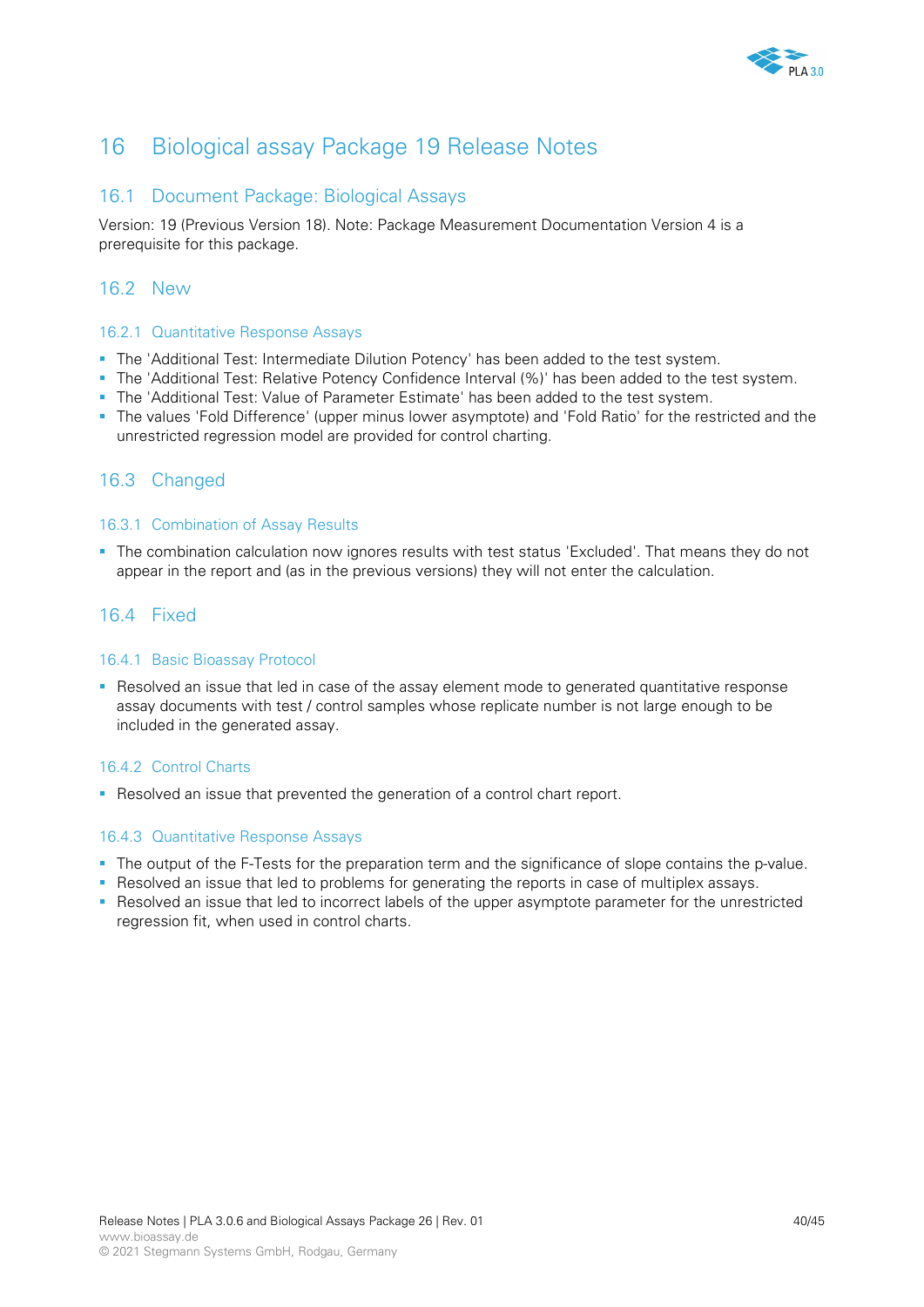# 16 Biological assay Package 19 Release Notes

## 16.1 Document Package: Biological Assays

Version: 19 (Previous Version 18). Note: Package Measurement Documentation Version 4 is a prerequisite for this package.

## 16.2 New

### 16.2.1 Quantitative Response Assays

- The 'Additional Test: Intermediate Dilution Potency' has been added to the test system.
- The 'Additional Test: Relative Potency Confidence Interval (%)' has been added to the test system.
- The 'Additional Test: Value of Parameter Estimate' has been added to the test system.
- The values 'Fold Difference' (upper minus lower asymptote) and 'Fold Ratio' for the restricted and the unrestricted regression model are provided for control charting.

## 16.3 Changed

### 16.3.1 Combination of Assay Results

- The combination calculation now ignores results with test status 'Excluded'. That means they do not appear in the report and (as in the previous versions) they will not enter the calculation.

## 16.4 Fixed

### 16.4.1 Basic Bioassay Protocol

- Resolved an issue that led in case of the assay element mode to generated quantitative response assay documents with test / control samples whose replicate number is not large enough to be included in the generated assay.

### 16.4.2 Control Charts

- Resolved an issue that prevented the generation of a control chart report.

### 16.4.3 Quantitative Response Assays

- The output of the F-Tests for the preparation term and the significance of slope contains the p-value.
- Resolved an issue that led to problems for generating the reports in case of multiplex assays.
- Resolved an issue that led to incorrect labels of the upper asymptote parameter for the unrestricted regression fit, when used in control charts.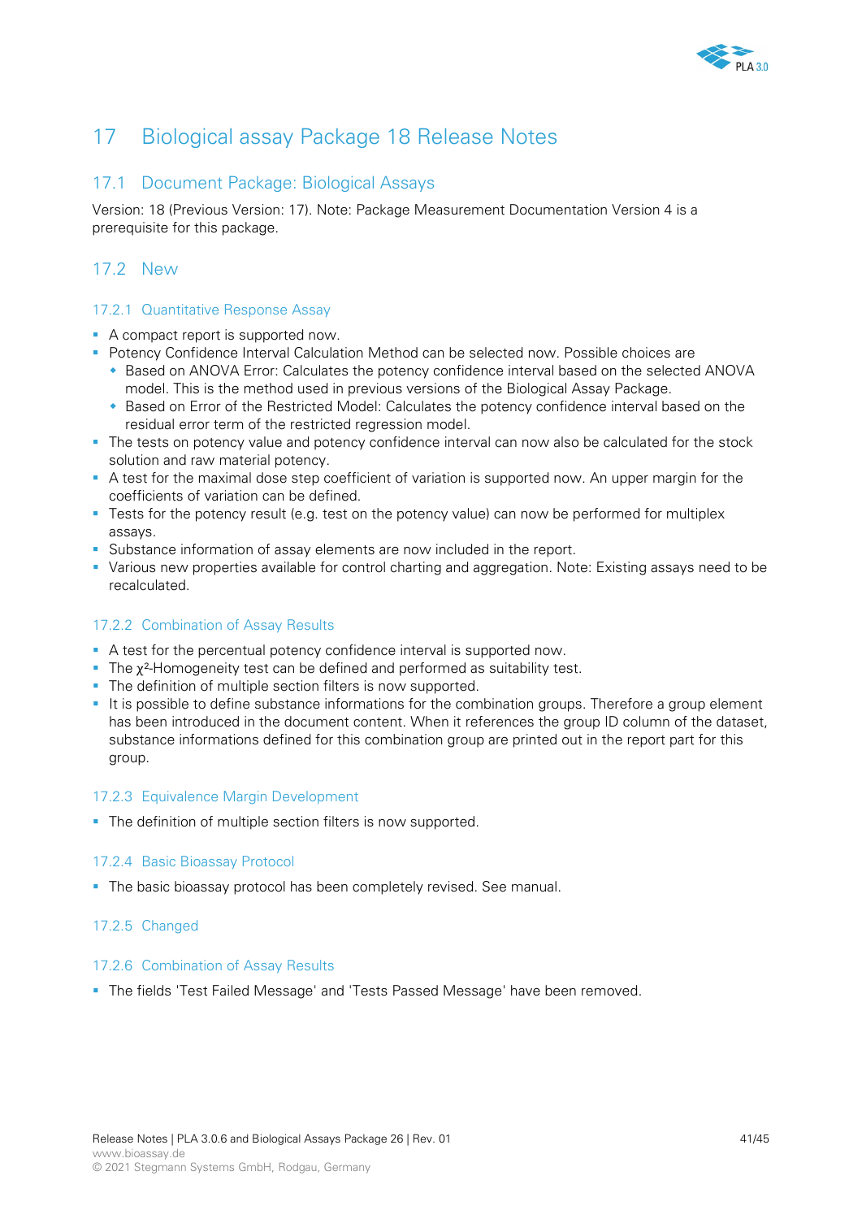# 17 Biological assay Package 18 Release Notes

## 17.1 Document Package: Biological Assays

Version: 18 (Previous Version: 17). Note: Package Measurement Documentation Version 4 is a prerequisite for this package.

## 17.2 New

### 17.2.1 Quantitative Response Assay

- A compact report is supported now.
- Potency Confidence Interval Calculation Method can be selected now. Possible choices are
  - Based on ANOVA Error: Calculates the potency confidence interval based on the selected ANOVA model. This is the method used in previous versions of the Biological Assay Package.
  - Based on Error of the Restricted Model: Calculates the potency confidence interval based on the residual error term of the restricted regression model.
- The tests on potency value and potency confidence interval can now also be calculated for the stock solution and raw material potency.
- A test for the maximal dose step coefficient of variation is supported now. An upper margin for the coefficients of variation can be defined.
- Tests for the potency result (e.g. test on the potency value) can now be performed for multiplex assays.
- Substance information of assay elements are now included in the report.
- Various new properties available for control charting and aggregation. Note: Existing assays need to be recalculated.

### 17.2.2 Combination of Assay Results

- A test for the percentual potency confidence interval is supported now.
- The $\chi^2$-Homogeneity test can be defined and performed as suitability test.
- The definition of multiple section filters is now supported.
- It is possible to define substance informations for the combination groups. Therefore a group element has been introduced in the document content. When it references the group ID column of the dataset, substance informations defined for this combination group are printed out in the report part for this group.

### 17.2.3 Equivalence Margin Development

- The definition of multiple section filters is now supported.

### 17.2.4 Basic Bioassay Protocol

- The basic bioassay protocol has been completely revised. See manual.

### 17.2.5 Changed

### 17.2.6 Combination of Assay Results

- The fields 'Test Failed Message' and 'Tests Passed Message' have been removed.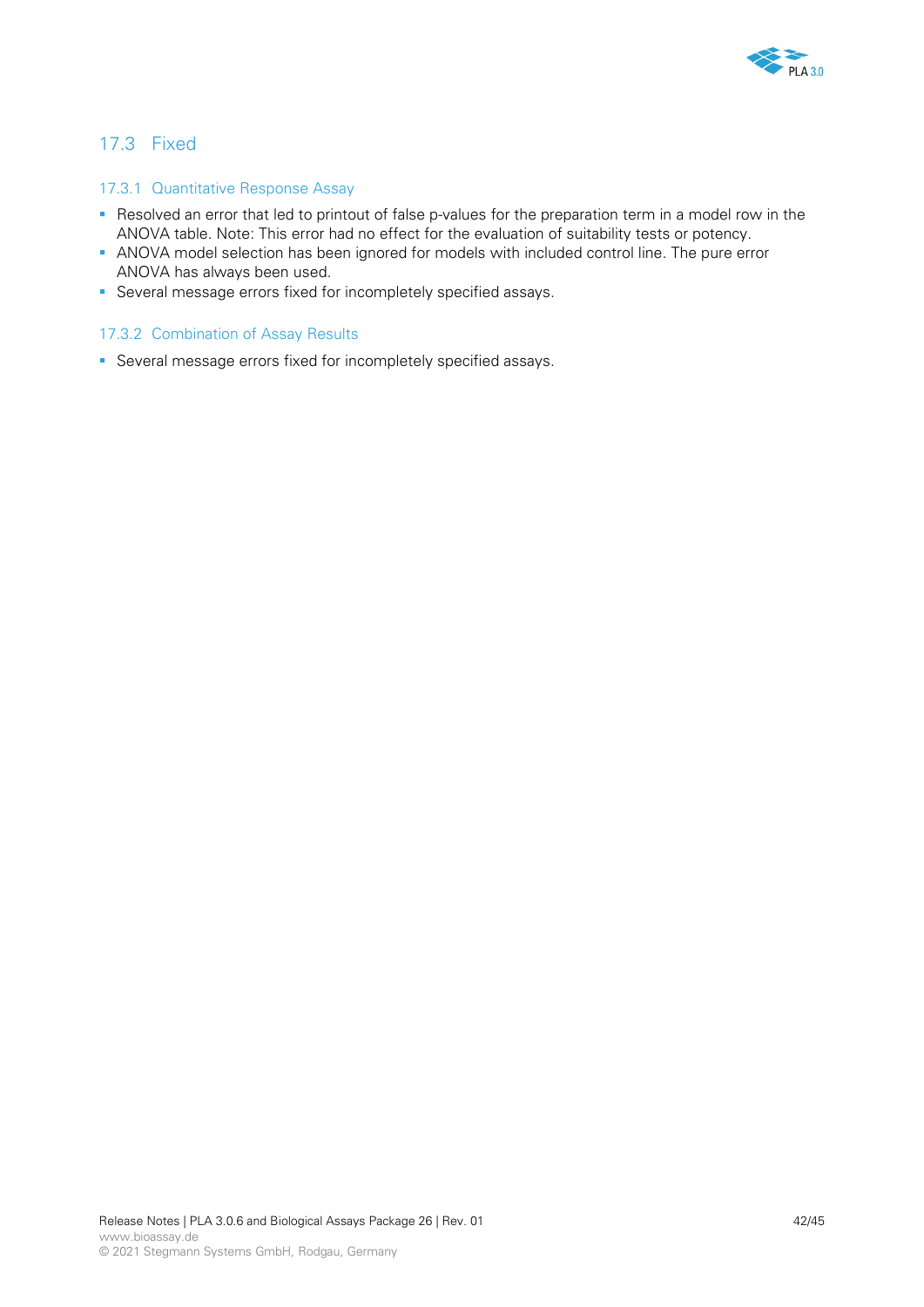## 17.3 Fixed

### 17.3.1 Quantitative Response Assay

- Resolved an error that led to printout of false p-values for the preparation term in a model row in the ANOVA table. Note: This error had no effect for the evaluation of suitability tests or potency.
- ANOVA model selection has been ignored for models with included control line. The pure error ANOVA has always been used.
- Several message errors fixed for incompletely specified assays.

### 17.3.2 Combination of Assay Results

- Several message errors fixed for incompletely specified assays.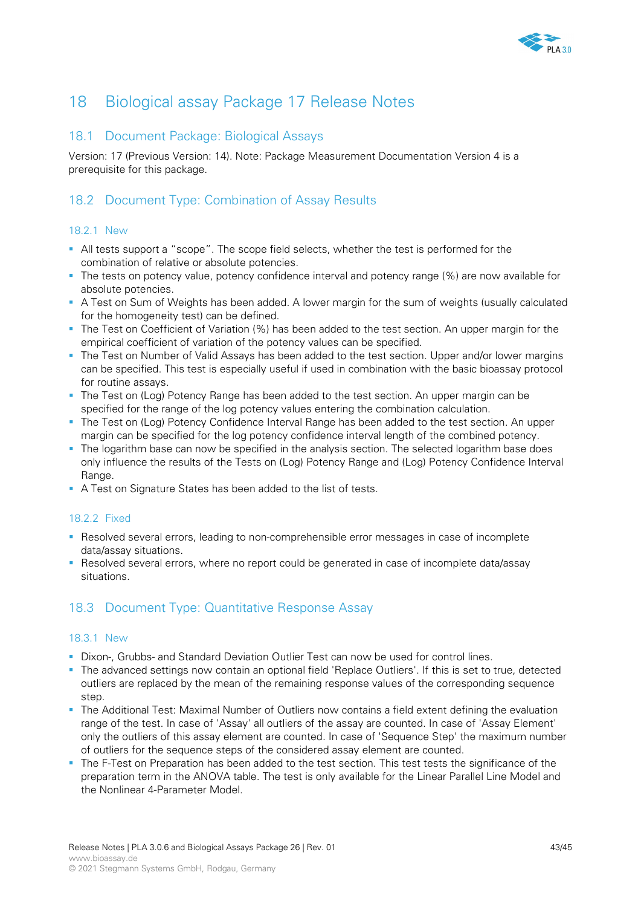# 18 Biological assay Package 17 Release Notes

## 18.1 Document Package: Biological Assays

Version: 17 (Previous Version: 14). Note: Package Measurement Documentation Version 4 is a prerequisite for this package.

## 18.2 Document Type: Combination of Assay Results

### 18.2.1 New

- All tests support a "scope". The scope field selects, whether the test is performed for the combination of relative or absolute potencies.
- The tests on potency value, potency confidence interval and potency range (%) are now available for absolute potencies.
- A Test on Sum of Weights has been added. A lower margin for the sum of weights (usually calculated for the homogeneity test) can be defined.
- The Test on Coefficient of Variation (%) has been added to the test section. An upper margin for the empirical coefficient of variation of the potency values can be specified.
- The Test on Number of Valid Assays has been added to the test section. Upper and/or lower margins can be specified. This test is especially useful if used in combination with the basic bioassay protocol for routine assays.
- The Test on (Log) Potency Range has been added to the test section. An upper margin can be specified for the range of the log potency values entering the combination calculation.
- The Test on (Log) Potency Confidence Interval Range has been added to the test section. An upper margin can be specified for the log potency confidence interval length of the combined potency.
- The logarithm base can now be specified in the analysis section. The selected logarithm base does only influence the results of the Tests on (Log) Potency Range and (Log) Potency Confidence Interval Range.
- A Test on Signature States has been added to the list of tests.

### 18.2.2 Fixed

- Resolved several errors, leading to non-comprehensible error messages in case of incomplete data/assay situations.
- Resolved several errors, where no report could be generated in case of incomplete data/assay situations.

## 18.3 Document Type: Quantitative Response Assay

### 18.3.1 New

- Dixon-, Grubbs- and Standard Deviation Outlier Test can now be used for control lines.
- The advanced settings now contain an optional field 'Replace Outliers'. If this is set to true, detected outliers are replaced by the mean of the remaining response values of the corresponding sequence step.
- The Additional Test: Maximal Number of Outliers now contains a field extent defining the evaluation range of the test. In case of 'Assay' all outliers of the assay are counted. In case of 'Assay Element' only the outliers of this assay element are counted. In case of 'Sequence Step' the maximum number of outliers for the sequence steps of the considered assay element are counted.
- The F-Test on Preparation has been added to the test section. This test tests the significance of the preparation term in the ANOVA table. The test is only available for the Linear Parallel Line Model and the Nonlinear 4-Parameter Model.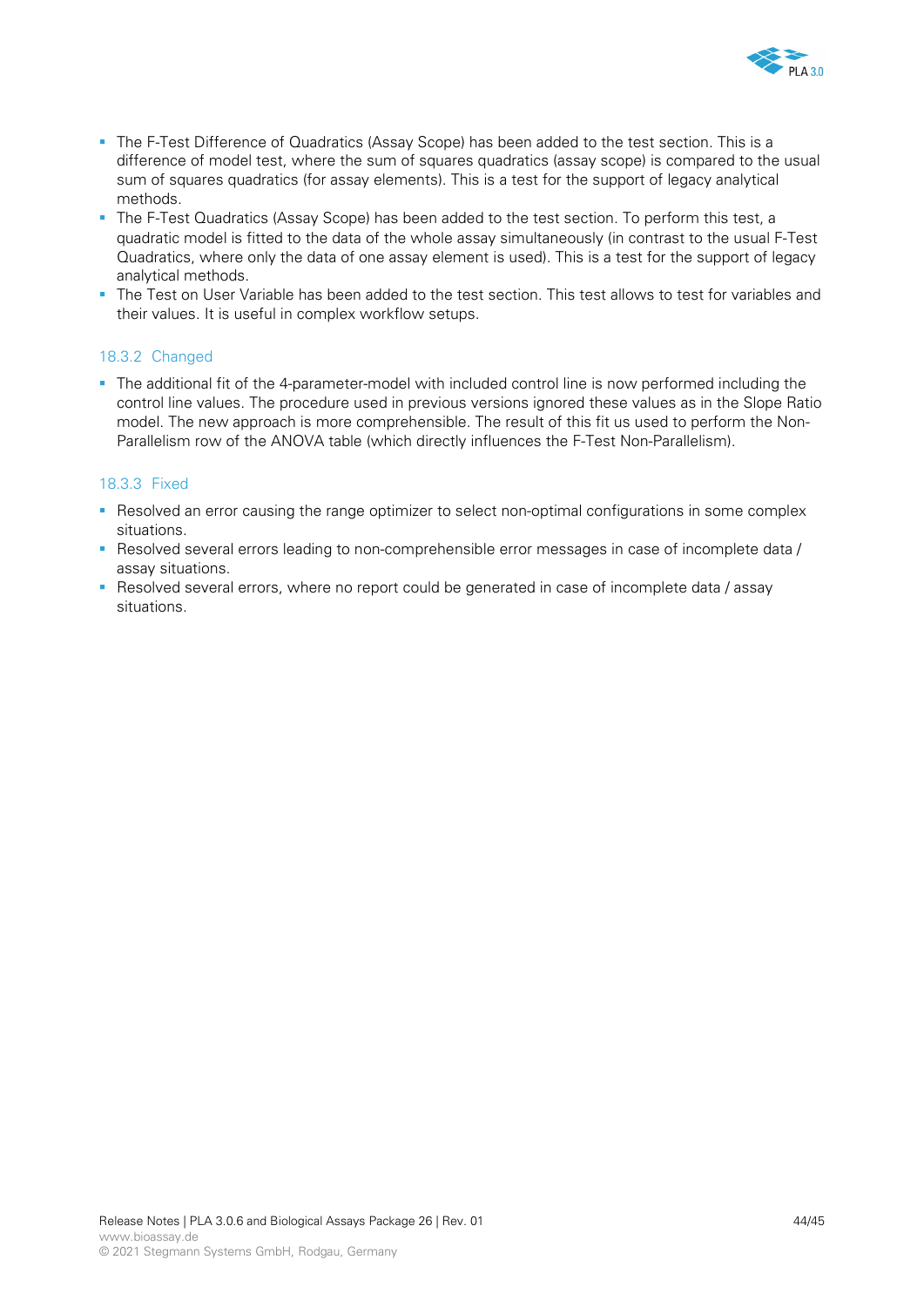- The F-Test Difference of Quadratics (Assay Scope) has been added to the test section. This is a difference of model test, where the sum of squares quadratics (assay scope) is compared to the usual sum of squares quadratics (for assay elements). This is a test for the support of legacy analytical methods.
- The F-Test Quadratics (Assay Scope) has been added to the test section. To perform this test, a quadratic model is fitted to the data of the whole assay simultaneously (in contrast to the usual F-Test Quadratics, where only the data of one assay element is used). This is a test for the support of legacy analytical methods.
- The Test on User Variable has been added to the test section. This test allows to test for variables and their values. It is useful in complex workflow setups.

### 18.3.2 Changed

- The additional fit of the 4-parameter-model with included control line is now performed including the control line values. The procedure used in previous versions ignored these values as in the Slope Ratio model. The new approach is more comprehensible. The result of this fit us used to perform the Non-Parallelism row of the ANOVA table (which directly influences the F-Test Non-Parallelism).

### 18.3.3 Fixed

- Resolved an error causing the range optimizer to select non-optimal configurations in some complex situations.
- Resolved several errors leading to non-comprehensible error messages in case of incomplete data / assay situations.
- Resolved several errors, where no report could be generated in case of incomplete data / assay situations.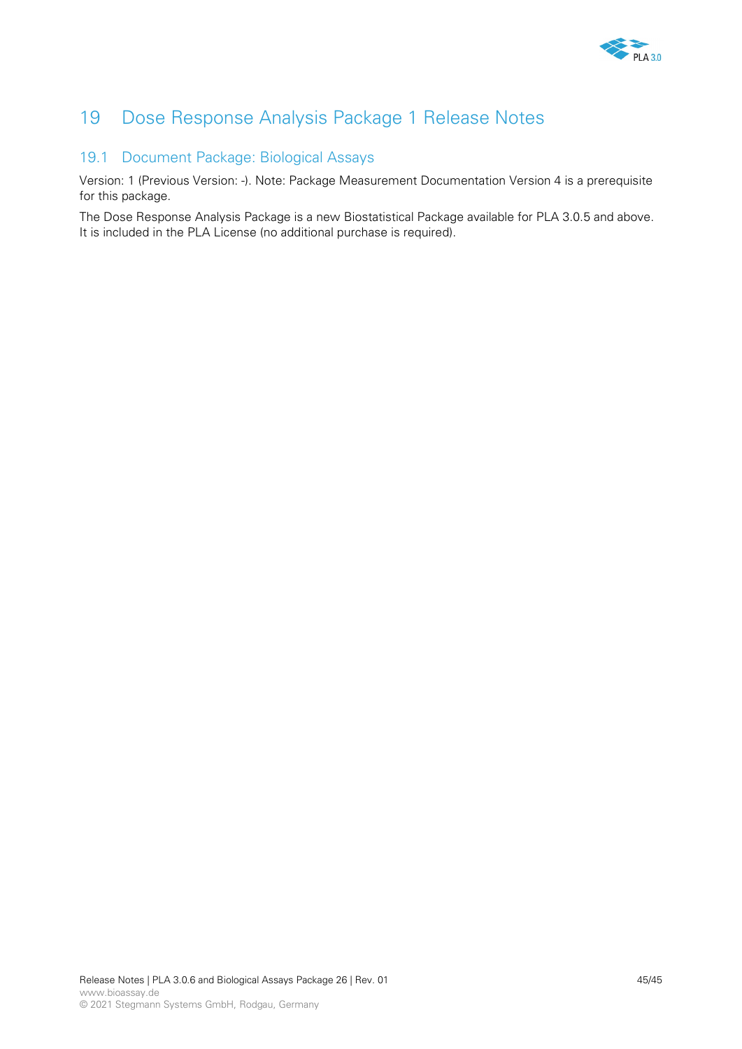# 19 Dose Response Analysis Package 1 Release Notes

## 19.1 Document Package: Biological Assays

Version: 1 (Previous Version: -). Note: Package Measurement Documentation Version 4 is a prerequisite for this package.

The Dose Response Analysis Package is a new Biostatistical Package available for PLA 3.0.5 and above. It is included in the PLA License (no additional purchase is required).